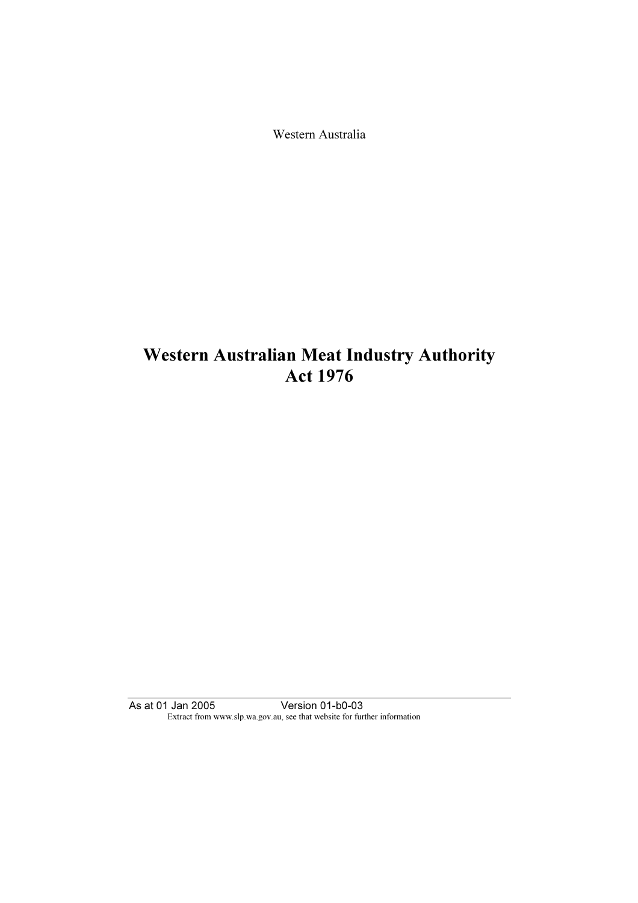Western Australia

# Western Australian Meat Industry Authority Act 1976

As at 01 Jan 2005 Version 01-b0-03

Extract from www.slp.wa.gov.au, see that website for further information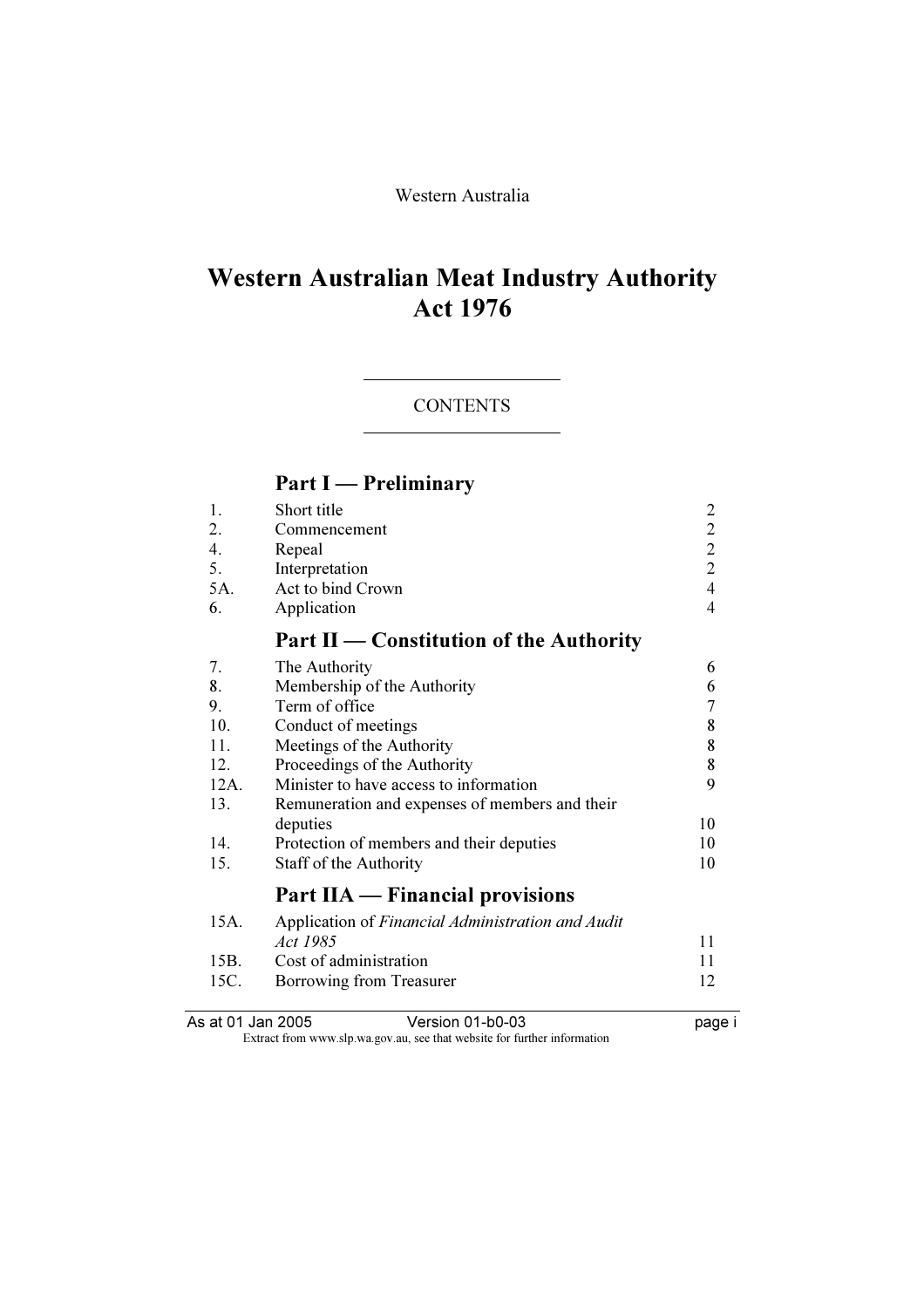Western Australia

# Western Australian Meat Industry Authority Act 1976

CONTENTS

## Part I — Preliminary

| | | |
|---|---|---|
| 1. | Short title | 2 |
| 2. | Commencement | 2 |
| 4. | Repeal | 2 |
| 5. | Interpretation | 2 |
| 5A. | Act to bind Crown | 4 |
| 6. | Application | 4 |

## Part II — Constitution of the Authority

| | | |
|---|---|---|
| 7. | The Authority | 6 |
| 8. | Membership of the Authority | 6 |
| 9. | Term of office | 7 |
| 10. | Conduct of meetings | 8 |
| 11. | Meetings of the Authority | 8 |
| 12. | Proceedings of the Authority | 8 |
| 12A. | Minister to have access to information | 9 |
| 13. | Remuneration and expenses of members and their deputies | 10 |
| 14. | Protection of members and their deputies | 10 |
| 15. | Staff of the Authority | 10 |

## Part IIA — Financial provisions

| | | |
|---|---|---|
| 15A. | Application of *Financial Administration and Audit Act 1985* | 11 |
| 15B. | Cost of administration | 11 |
| 15C. | Borrowing from Treasurer | 12 |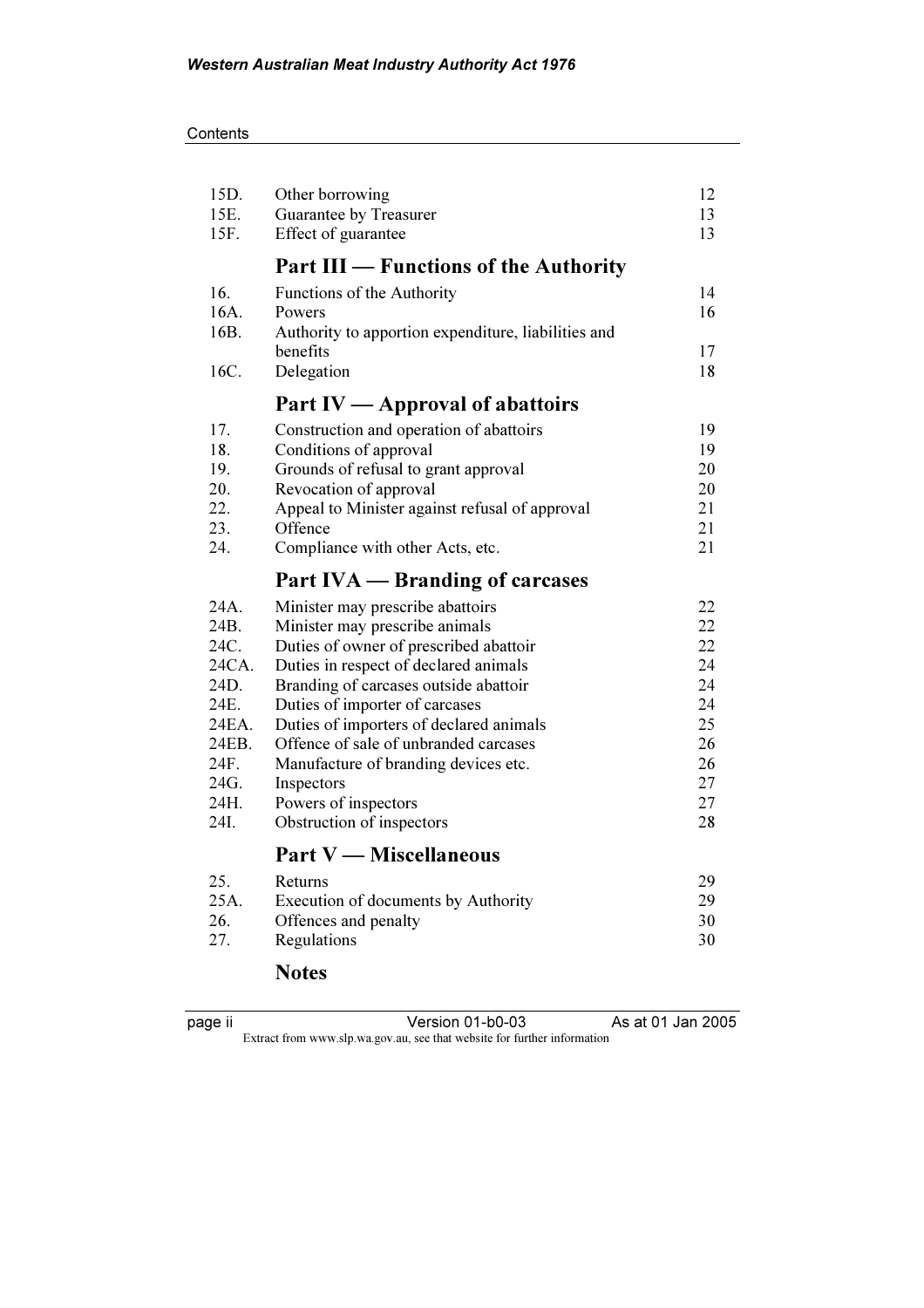| | | |
|---|---|---|
| 15D. | Other borrowing | 12 |
| 15E. | Guarantee by Treasurer | 13 |
| 15F. | Effect of guarantee | 13 |

## Part III — Functions of the Authority

| | | |
|---|---|---|
| 16. | Functions of the Authority | 14 |
| 16A. | Powers | 16 |
| 16B. | Authority to apportion expenditure, liabilities and benefits | 17 |
| 16C. | Delegation | 18 |

## Part IV — Approval of abattoirs

| | | |
|---|---|---|
| 17. | Construction and operation of abattoirs | 19 |
| 18. | Conditions of approval | 19 |
| 19. | Grounds of refusal to grant approval | 20 |
| 20. | Revocation of approval | 20 |
| 22. | Appeal to Minister against refusal of approval | 21 |
| 23. | Offence | 21 |
| 24. | Compliance with other Acts, etc. | 21 |

## Part IVA — Branding of carcases

| | | |
|---|---|---|
| 24A. | Minister may prescribe abattoirs | 22 |
| 24B. | Minister may prescribe animals | 22 |
| 24C. | Duties of owner of prescribed abattoir | 22 |
| 24CA. | Duties in respect of declared animals | 24 |
| 24D. | Branding of carcases outside abattoir | 24 |
| 24E. | Duties of importer of carcases | 24 |
| 24EA. | Duties of importers of declared animals | 25 |
| 24EB. | Offence of sale of unbranded carcases | 26 |
| 24F. | Manufacture of branding devices etc. | 26 |
| 24G. | Inspectors | 27 |
| 24H. | Powers of inspectors | 27 |
| 24I. | Obstruction of inspectors | 28 |

## Part V — Miscellaneous

| | | |
|---|---|---|
| 25. | Returns | 29 |
| 25A. | Execution of documents by Authority | 29 |
| 26. | Offences and penalty | 30 |
| 27. | Regulations | 30 |

## Notes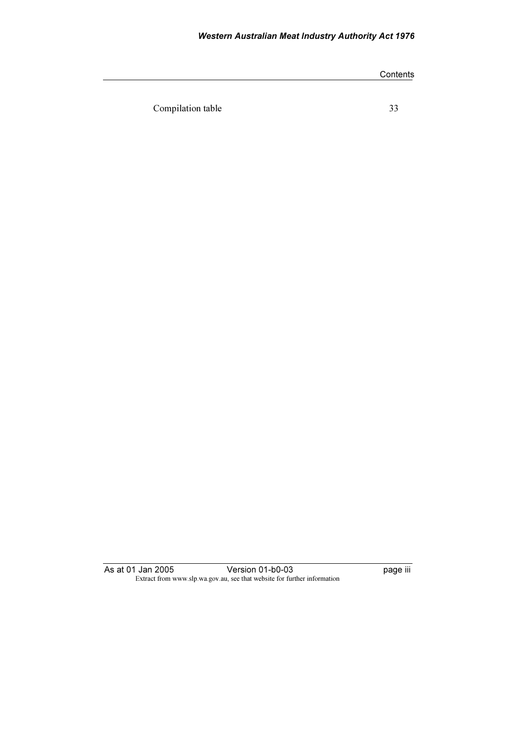Compilation table 33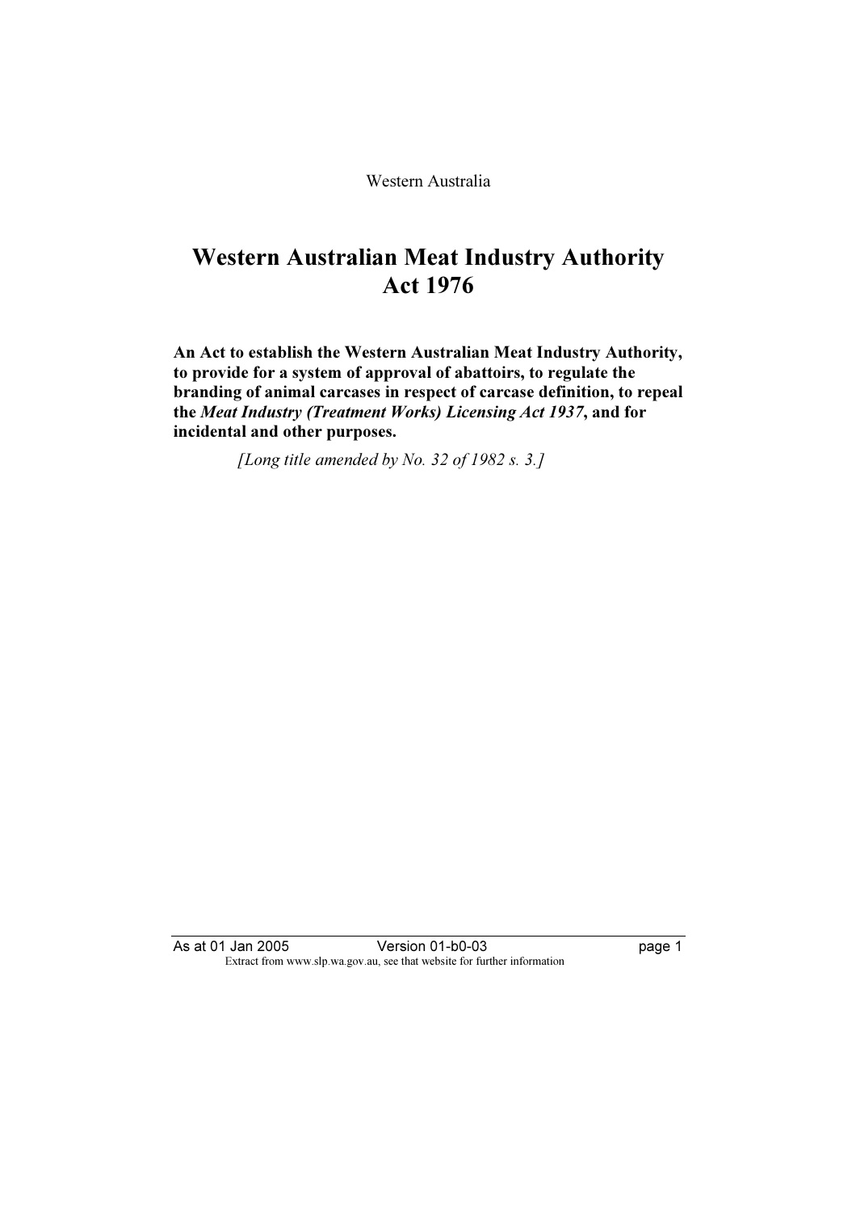Western Australia

# Western Australian Meat Industry Authority Act 1976

**An Act to establish the Western Australian Meat Industry Authority, to provide for a system of approval of abattoirs, to regulate the branding of animal carcases in respect of carcase definition, to repeal the *Meat Industry (Treatment Works) Licensing Act 1937*, and for incidental and other purposes.**

*[Long title amended by No. 32 of 1982 s. 3.]*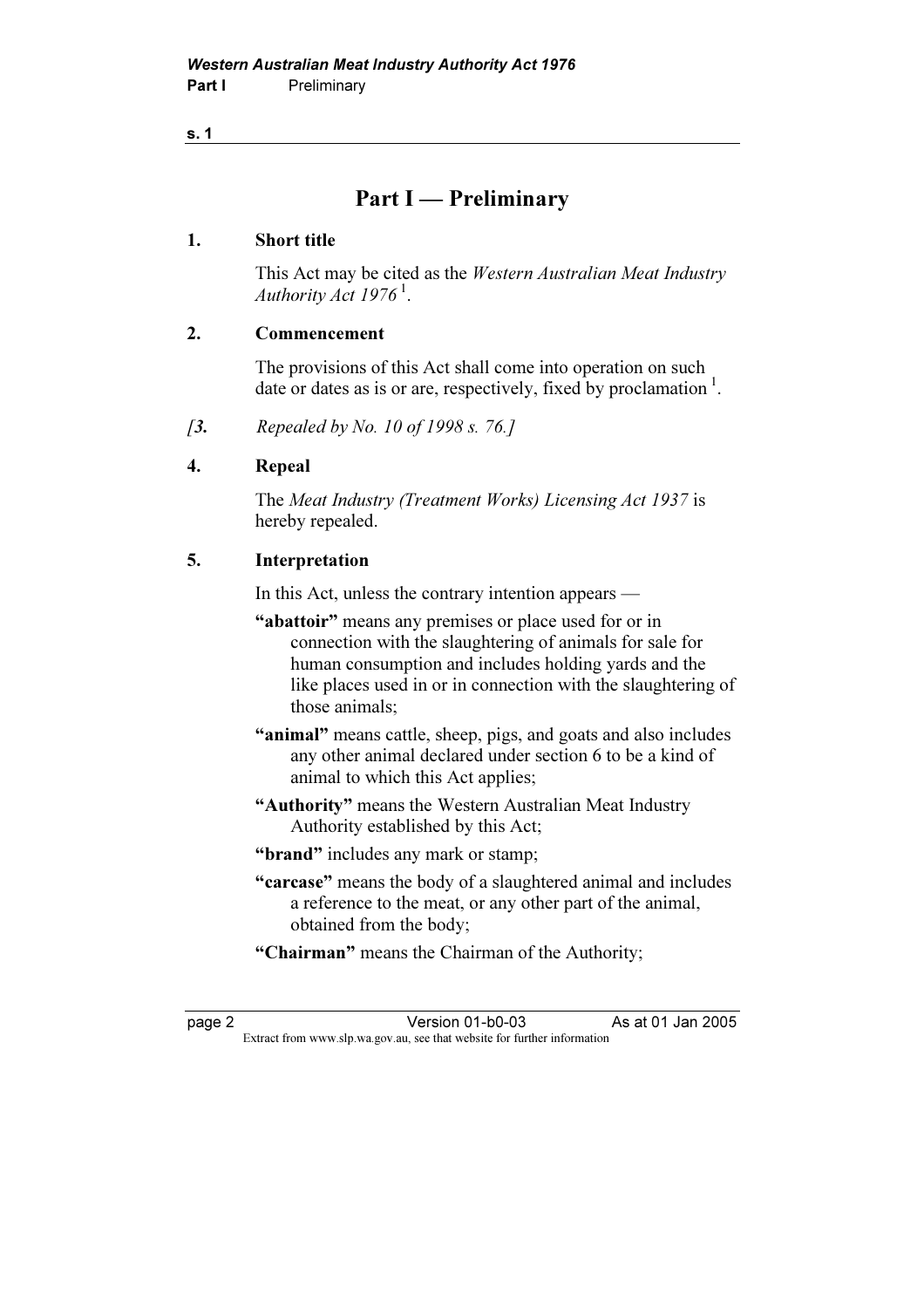# Part I — Preliminary

**1. Short title**

This Act may be cited as the *Western Australian Meat Industry Authority Act 1976* [1].

**2. Commencement**

The provisions of this Act shall come into operation on such date or dates as is or are, respectively, fixed by proclamation [1].

*[**3.** Repealed by No. 10 of 1998 s. 76.]*

**4. Repeal**

The *Meat Industry (Treatment Works) Licensing Act 1937* is hereby repealed.

**5. Interpretation**

In this Act, unless the contrary intention appears —

**"abattoir"** means any premises or place used for or in connection with the slaughtering of animals for sale for human consumption and includes holding yards and the like places used in or in connection with the slaughtering of those animals;

**"animal"** means cattle, sheep, pigs, and goats and also includes any other animal declared under section 6 to be a kind of animal to which this Act applies;

**"Authority"** means the Western Australian Meat Industry Authority established by this Act;

**"brand"** includes any mark or stamp;

**"carcase"** means the body of a slaughtered animal and includes a reference to the meat, or any other part of the animal, obtained from the body;

**"Chairman"** means the Chairman of the Authority;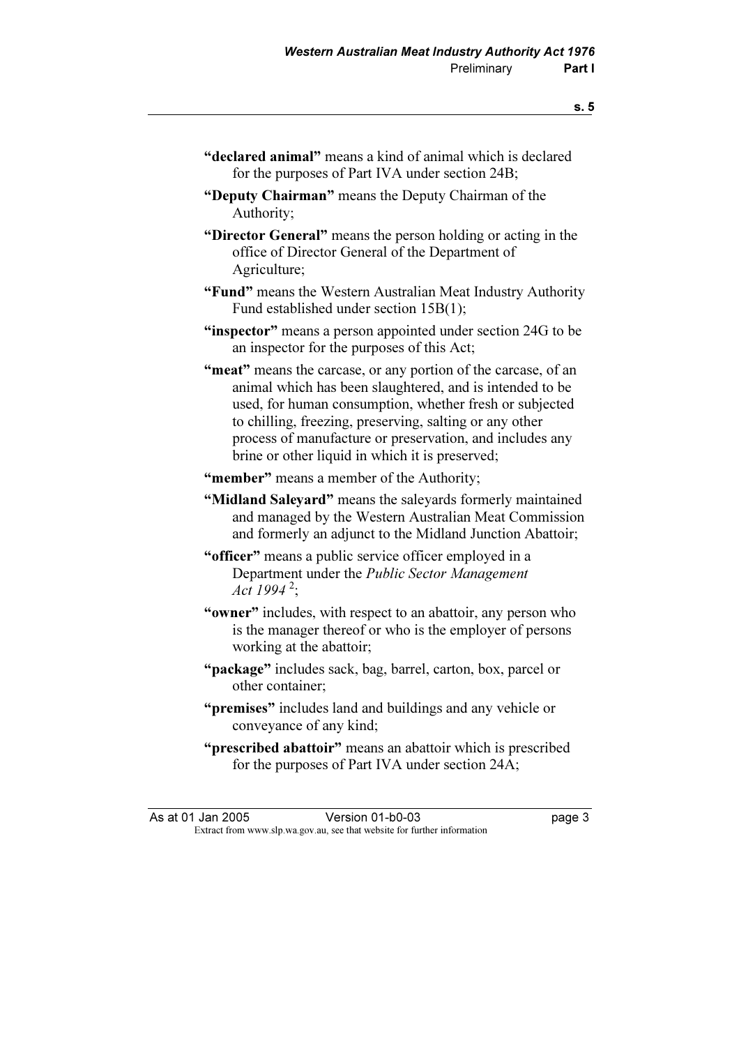**"declared animal"** means a kind of animal which is declared for the purposes of Part IVA under section 24B;

**"Deputy Chairman"** means the Deputy Chairman of the Authority;

**"Director General"** means the person holding or acting in the office of Director General of the Department of Agriculture;

**"Fund"** means the Western Australian Meat Industry Authority Fund established under section 15B(1);

**"inspector"** means a person appointed under section 24G to be an inspector for the purposes of this Act;

**"meat"** means the carcase, or any portion of the carcase, of an animal which has been slaughtered, and is intended to be used, for human consumption, whether fresh or subjected to chilling, freezing, preserving, salting or any other process of manufacture or preservation, and includes any brine or other liquid in which it is preserved;

**"member"** means a member of the Authority;

**"Midland Saleyard"** means the saleyards formerly maintained and managed by the Western Australian Meat Commission and formerly an adjunct to the Midland Junction Abattoir;

**"officer"** means a public service officer employed in a Department under the *Public Sector Management Act 1994* [2];

**"owner"** includes, with respect to an abattoir, any person who is the manager thereof or who is the employer of persons working at the abattoir;

**"package"** includes sack, bag, barrel, carton, box, parcel or other container;

**"premises"** includes land and buildings and any vehicle or conveyance of any kind;

**"prescribed abattoir"** means an abattoir which is prescribed for the purposes of Part IVA under section 24A;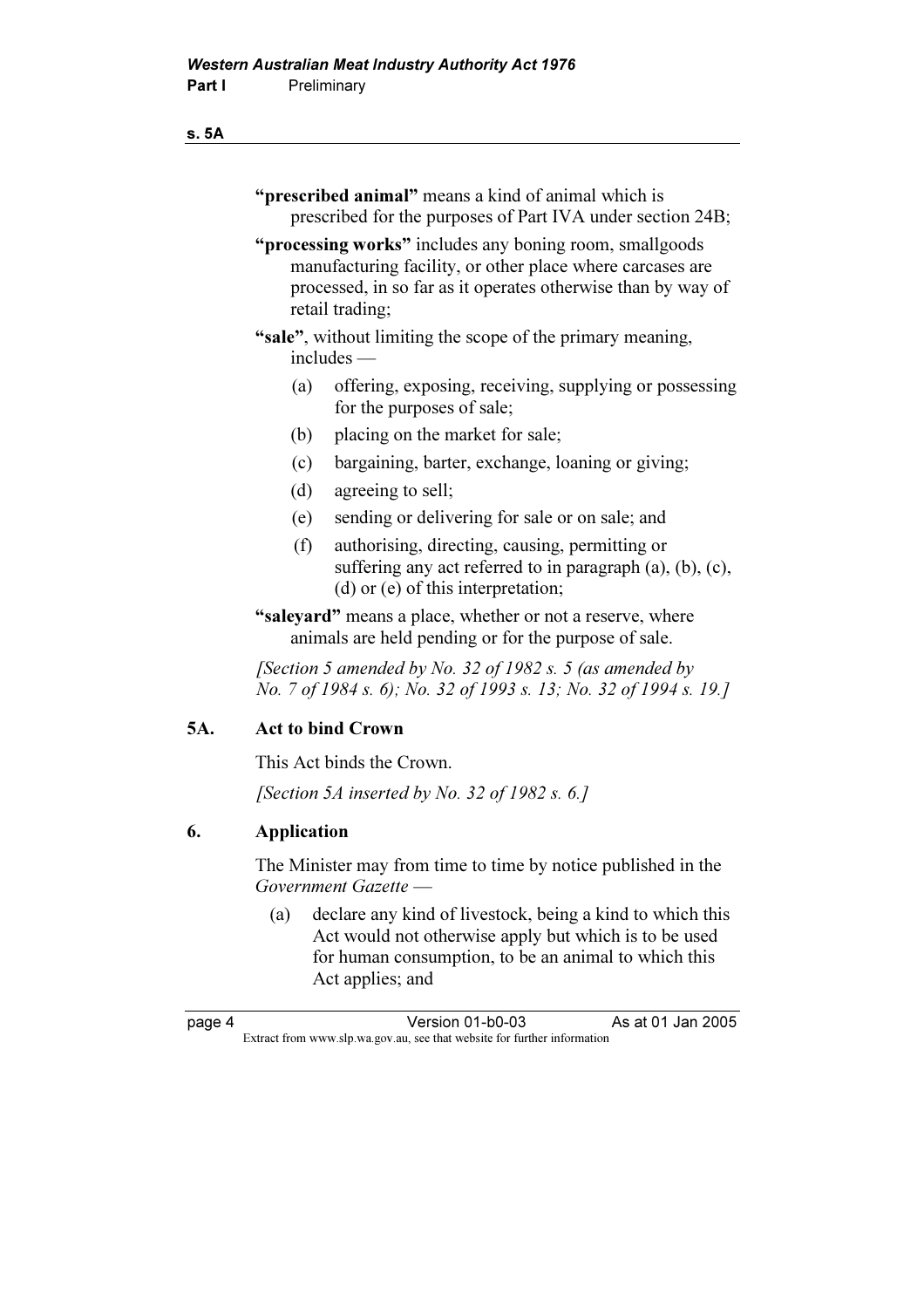**"prescribed animal"** means a kind of animal which is prescribed for the purposes of Part IVA under section 24B;

**"processing works"** includes any boning room, smallgoods manufacturing facility, or other place where carcases are processed, in so far as it operates otherwise than by way of retail trading;

**"sale"**, without limiting the scope of the primary meaning, includes —

- (a) offering, exposing, receiving, supplying or possessing for the purposes of sale;
- (b) placing on the market for sale;
- (c) bargaining, barter, exchange, loaning or giving;
- (d) agreeing to sell;
- (e) sending or delivering for sale or on sale; and
- (f) authorising, directing, causing, permitting or suffering any act referred to in paragraph (a), (b), (c), (d) or (e) of this interpretation;

**"saleyard"** means a place, whether or not a reserve, where animals are held pending or for the purpose of sale.

*[Section 5 amended by No. 32 of 1982 s. 5 (as amended by No. 7 of 1984 s. 6); No. 32 of 1993 s. 13; No. 32 of 1994 s. 19.]*

### 5A. Act to bind Crown

This Act binds the Crown.

*[Section 5A inserted by No. 32 of 1982 s. 6.]*

### 6. Application

The Minister may from time to time by notice published in the *Government Gazette* —

- (a) declare any kind of livestock, being a kind to which this Act would not otherwise apply but which is to be used for human consumption, to be an animal to which this Act applies; and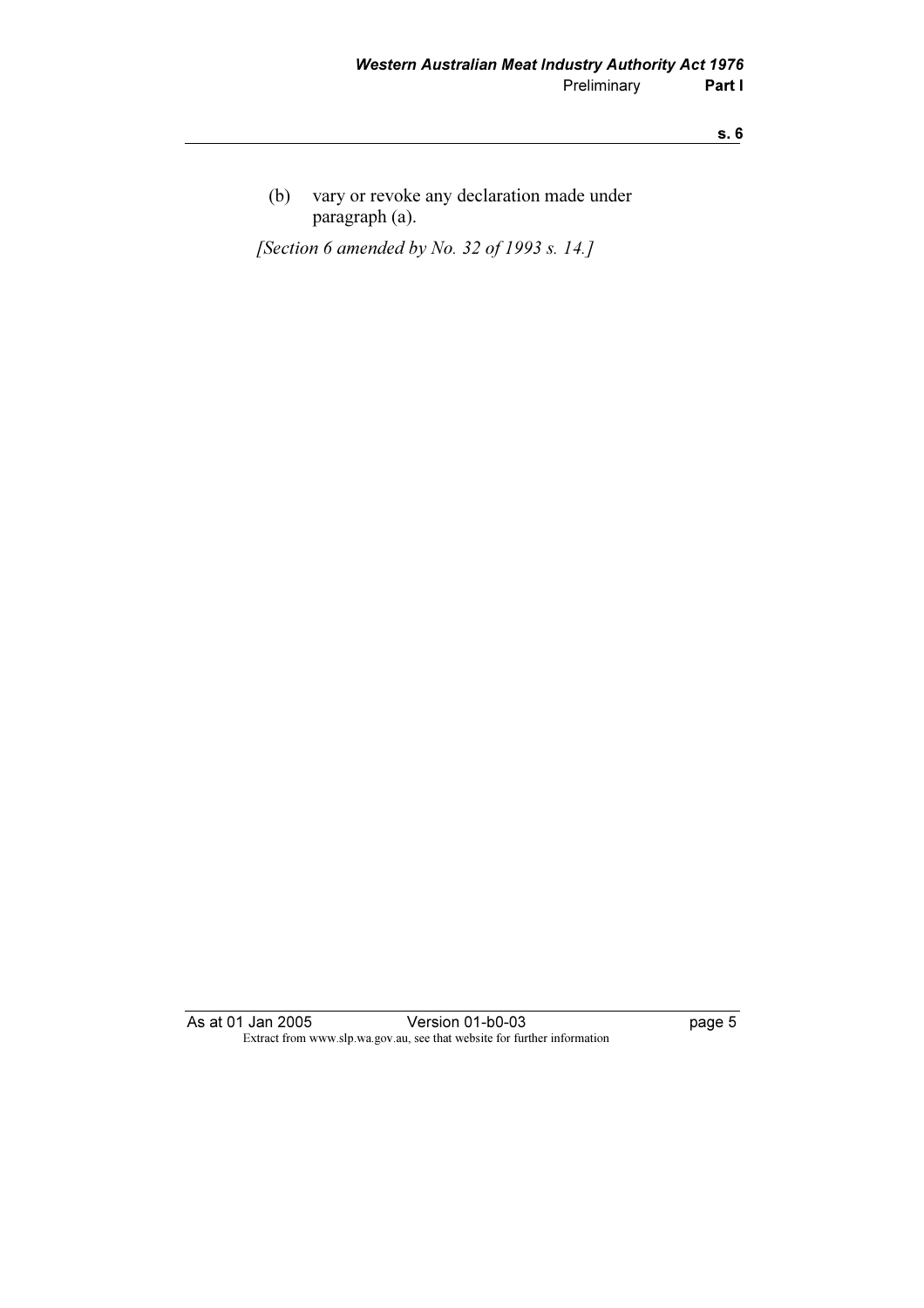(b) vary or revoke any declaration made under paragraph (a).

*[Section 6 amended by No. 32 of 1993 s. 14.]*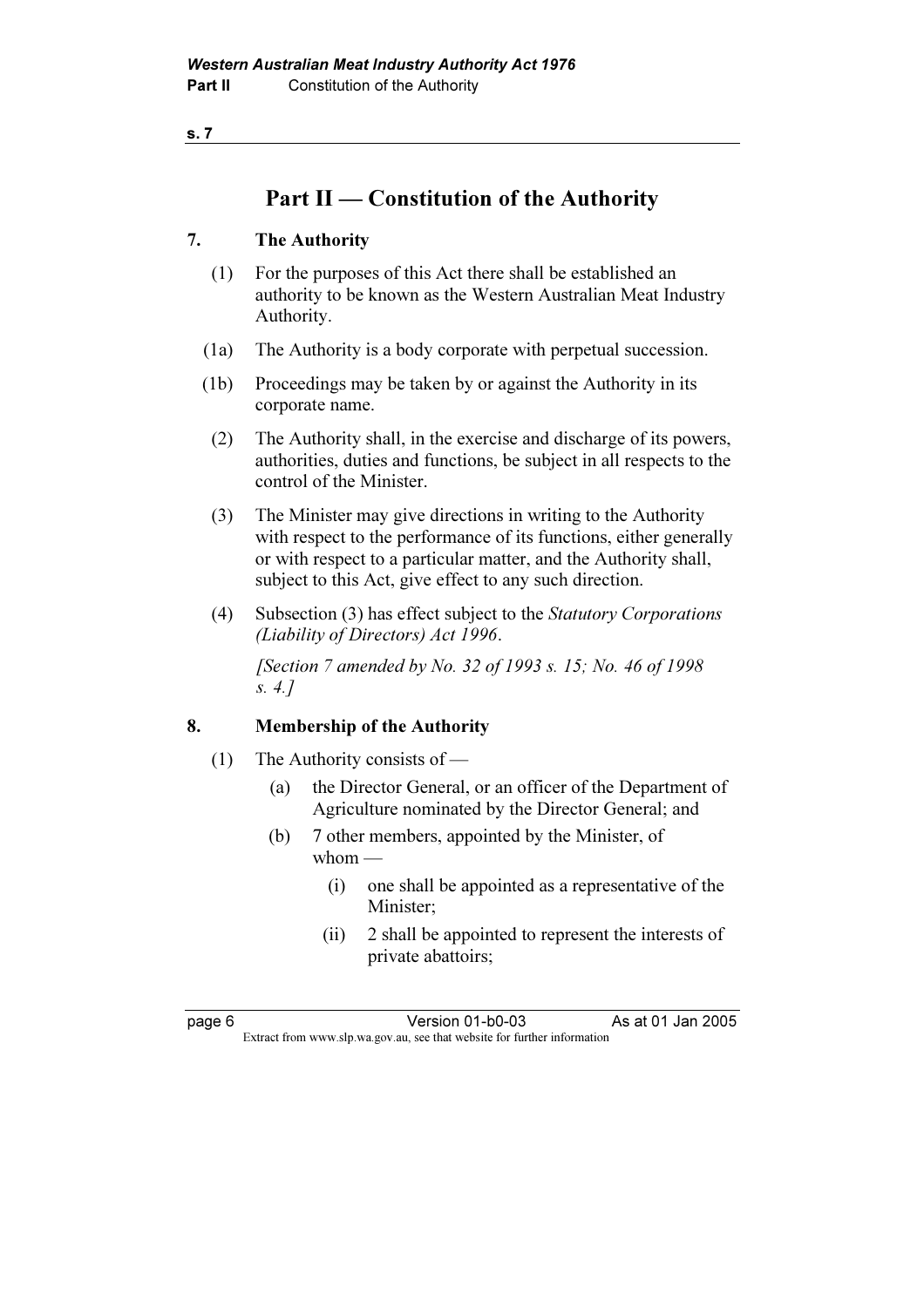## Part II — Constitution of the Authority

### 7. The Authority

(1) For the purposes of this Act there shall be established an authority to be known as the Western Australian Meat Industry Authority.

(1a) The Authority is a body corporate with perpetual succession.

(1b) Proceedings may be taken by or against the Authority in its corporate name.

(2) The Authority shall, in the exercise and discharge of its powers, authorities, duties and functions, be subject in all respects to the control of the Minister.

(3) The Minister may give directions in writing to the Authority with respect to the performance of its functions, either generally or with respect to a particular matter, and the Authority shall, subject to this Act, give effect to any such direction.

(4) Subsection (3) has effect subject to the *Statutory Corporations (Liability of Directors) Act 1996*.

*[Section 7 amended by No. 32 of 1993 s. 15; No. 46 of 1998 s. 4.]*

### 8. Membership of the Authority

(1) The Authority consists of —

- (a) the Director General, or an officer of the Department of Agriculture nominated by the Director General; and
- (b) 7 other members, appointed by the Minister, of whom —
  - (i) one shall be appointed as a representative of the Minister;
  - (ii) 2 shall be appointed to represent the interests of private abattoirs;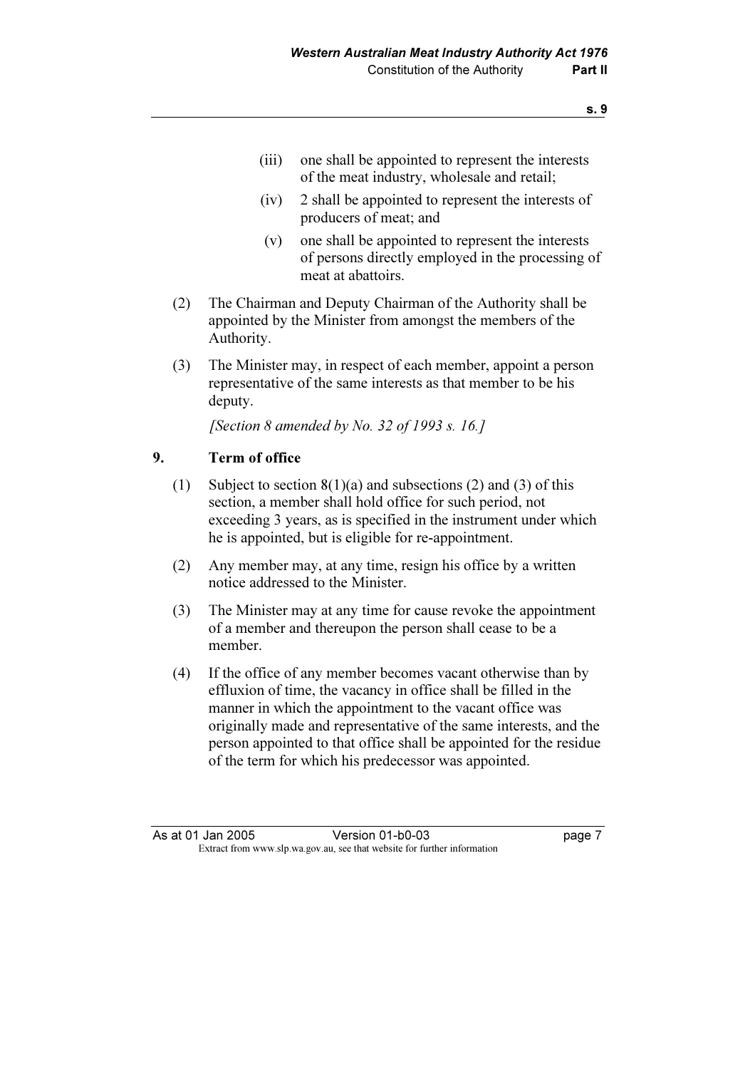(iii) one shall be appointed to represent the interests of the meat industry, wholesale and retail;

(iv) 2 shall be appointed to represent the interests of producers of meat; and

(v) one shall be appointed to represent the interests of persons directly employed in the processing of meat at abattoirs.

(2) The Chairman and Deputy Chairman of the Authority shall be appointed by the Minister from amongst the members of the Authority.

(3) The Minister may, in respect of each member, appoint a person representative of the same interests as that member to be his deputy.

*[Section 8 amended by No. 32 of 1993 s. 16.]*

## 9. Term of office

(1) Subject to section 8(1)(a) and subsections (2) and (3) of this section, a member shall hold office for such period, not exceeding 3 years, as is specified in the instrument under which he is appointed, but is eligible for re-appointment.

(2) Any member may, at any time, resign his office by a written notice addressed to the Minister.

(3) The Minister may at any time for cause revoke the appointment of a member and thereupon the person shall cease to be a member.

(4) If the office of any member becomes vacant otherwise than by effluxion of time, the vacancy in office shall be filled in the manner in which the appointment to the vacant office was originally made and representative of the same interests, and the person appointed to that office shall be appointed for the residue of the term for which his predecessor was appointed.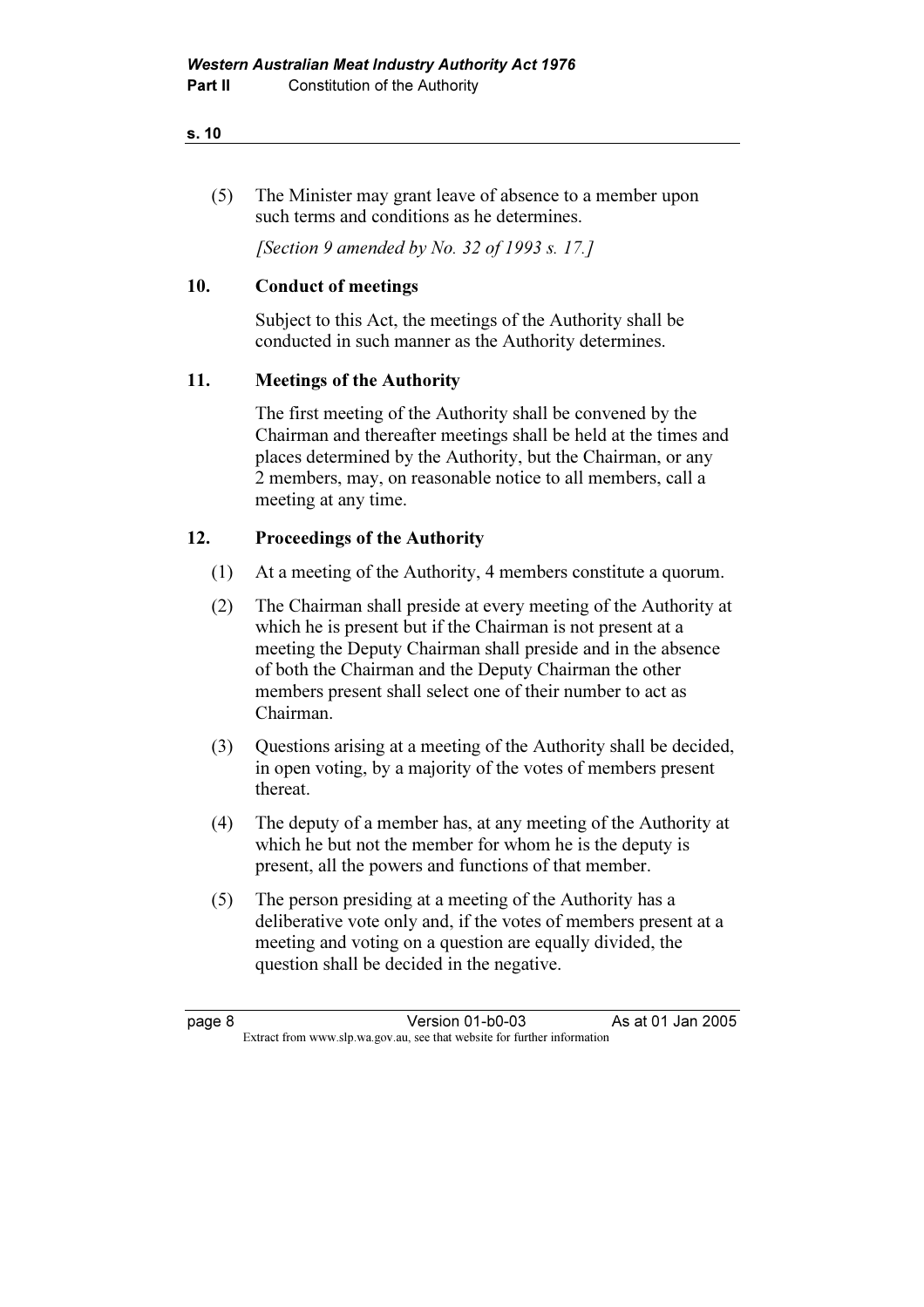(5) The Minister may grant leave of absence to a member upon such terms and conditions as he determines.

*[Section 9 amended by No. 32 of 1993 s. 17.]*

## 10. Conduct of meetings

Subject to this Act, the meetings of the Authority shall be conducted in such manner as the Authority determines.

## 11. Meetings of the Authority

The first meeting of the Authority shall be convened by the Chairman and thereafter meetings shall be held at the times and places determined by the Authority, but the Chairman, or any 2 members, may, on reasonable notice to all members, call a meeting at any time.

## 12. Proceedings of the Authority

(1) At a meeting of the Authority, 4 members constitute a quorum.

(2) The Chairman shall preside at every meeting of the Authority at which he is present but if the Chairman is not present at a meeting the Deputy Chairman shall preside and in the absence of both the Chairman and the Deputy Chairman the other members present shall select one of their number to act as Chairman.

(3) Questions arising at a meeting of the Authority shall be decided, in open voting, by a majority of the votes of members present thereat.

(4) The deputy of a member has, at any meeting of the Authority at which he but not the member for whom he is the deputy is present, all the powers and functions of that member.

(5) The person presiding at a meeting of the Authority has a deliberative vote only and, if the votes of members present at a meeting and voting on a question are equally divided, the question shall be decided in the negative.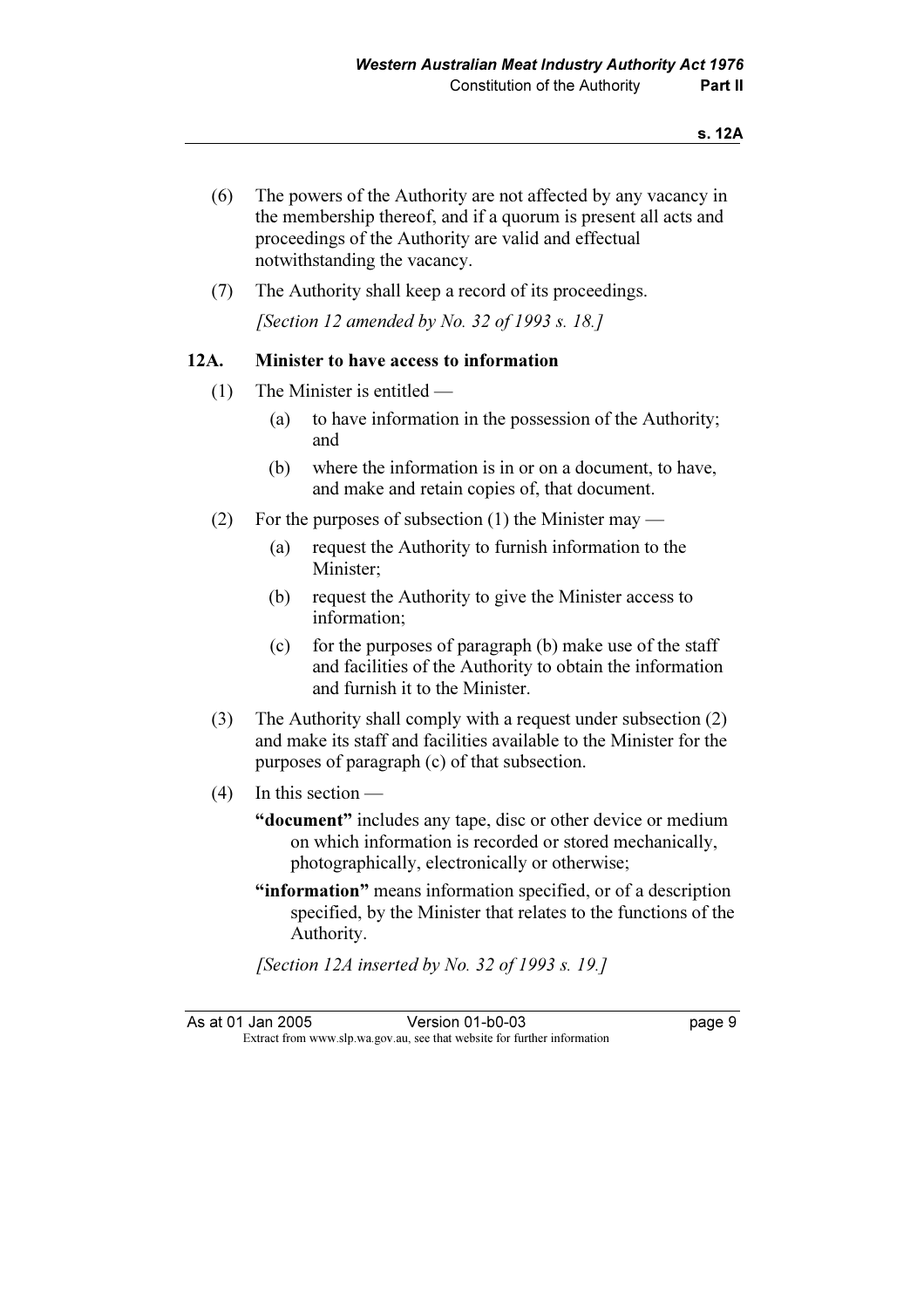(6) The powers of the Authority are not affected by any vacancy in the membership thereof, and if a quorum is present all acts and proceedings of the Authority are valid and effectual notwithstanding the vacancy.

(7) The Authority shall keep a record of its proceedings.

*[Section 12 amended by No. 32 of 1993 s. 18.]*

### 12A. Minister to have access to information

(1) The Minister is entitled —

- (a) to have information in the possession of the Authority; and
- (b) where the information is in or on a document, to have, and make and retain copies of, that document.

(2) For the purposes of subsection (1) the Minister may —

- (a) request the Authority to furnish information to the Minister;
- (b) request the Authority to give the Minister access to information;
- (c) for the purposes of paragraph (b) make use of the staff and facilities of the Authority to obtain the information and furnish it to the Minister.

(3) The Authority shall comply with a request under subsection (2) and make its staff and facilities available to the Minister for the purposes of paragraph (c) of that subsection.

(4) In this section —

**"document"** includes any tape, disc or other device or medium on which information is recorded or stored mechanically, photographically, electronically or otherwise;

**"information"** means information specified, or of a description specified, by the Minister that relates to the functions of the Authority.

*[Section 12A inserted by No. 32 of 1993 s. 19.]*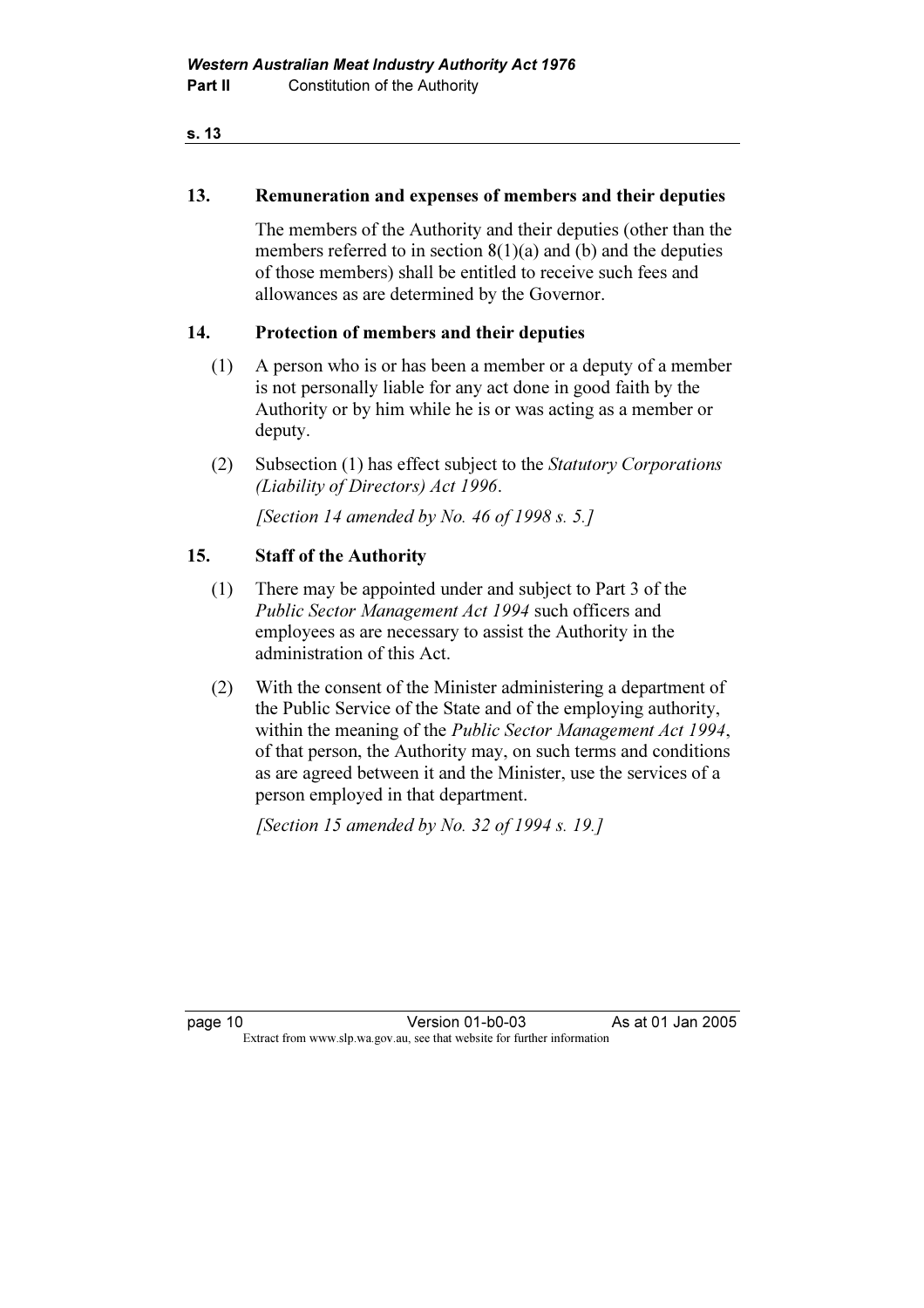## 13. Remuneration and expenses of members and their deputies

The members of the Authority and their deputies (other than the members referred to in section 8(1)(a) and (b) and the deputies of those members) shall be entitled to receive such fees and allowances as are determined by the Governor.

## 14. Protection of members and their deputies

(1) A person who is or has been a member or a deputy of a member is not personally liable for any act done in good faith by the Authority or by him while he is or was acting as a member or deputy.

(2) Subsection (1) has effect subject to the *Statutory Corporations (Liability of Directors) Act 1996*.

*[Section 14 amended by No. 46 of 1998 s. 5.]*

## 15. Staff of the Authority

(1) There may be appointed under and subject to Part 3 of the *Public Sector Management Act 1994* such officers and employees as are necessary to assist the Authority in the administration of this Act.

(2) With the consent of the Minister administering a department of the Public Service of the State and of the employing authority, within the meaning of the *Public Sector Management Act 1994*, of that person, the Authority may, on such terms and conditions as are agreed between it and the Minister, use the services of a person employed in that department.

*[Section 15 amended by No. 32 of 1994 s. 19.]*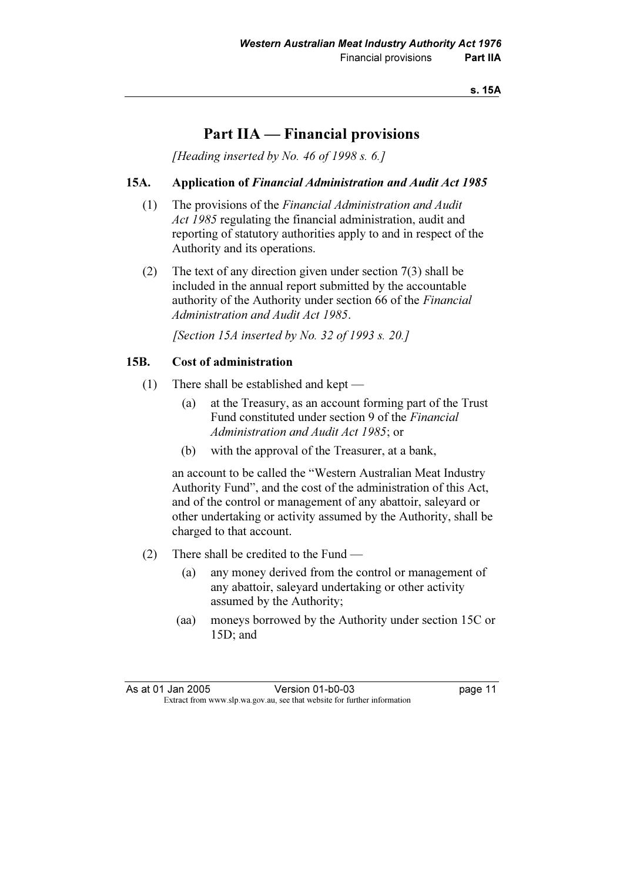# Part IIA — Financial provisions

*[Heading inserted by No. 46 of 1998 s. 6.]*

## 15A. Application of *Financial Administration and Audit Act 1985*

(1) The provisions of the *Financial Administration and Audit Act 1985* regulating the financial administration, audit and reporting of statutory authorities apply to and in respect of the Authority and its operations.

(2) The text of any direction given under section 7(3) shall be included in the annual report submitted by the accountable authority of the Authority under section 66 of the *Financial Administration and Audit Act 1985*.

*[Section 15A inserted by No. 32 of 1993 s. 20.]*

## 15B. Cost of administration

(1) There shall be established and kept —

- (a) at the Treasury, as an account forming part of the Trust Fund constituted under section 9 of the *Financial Administration and Audit Act 1985*; or
- (b) with the approval of the Treasurer, at a bank,

an account to be called the "Western Australian Meat Industry Authority Fund", and the cost of the administration of this Act, and of the control or management of any abattoir, saleyard or other undertaking or activity assumed by the Authority, shall be charged to that account.

(2) There shall be credited to the Fund —

- (a) any money derived from the control or management of any abattoir, saleyard undertaking or other activity assumed by the Authority;
- (aa) moneys borrowed by the Authority under section 15C or 15D; and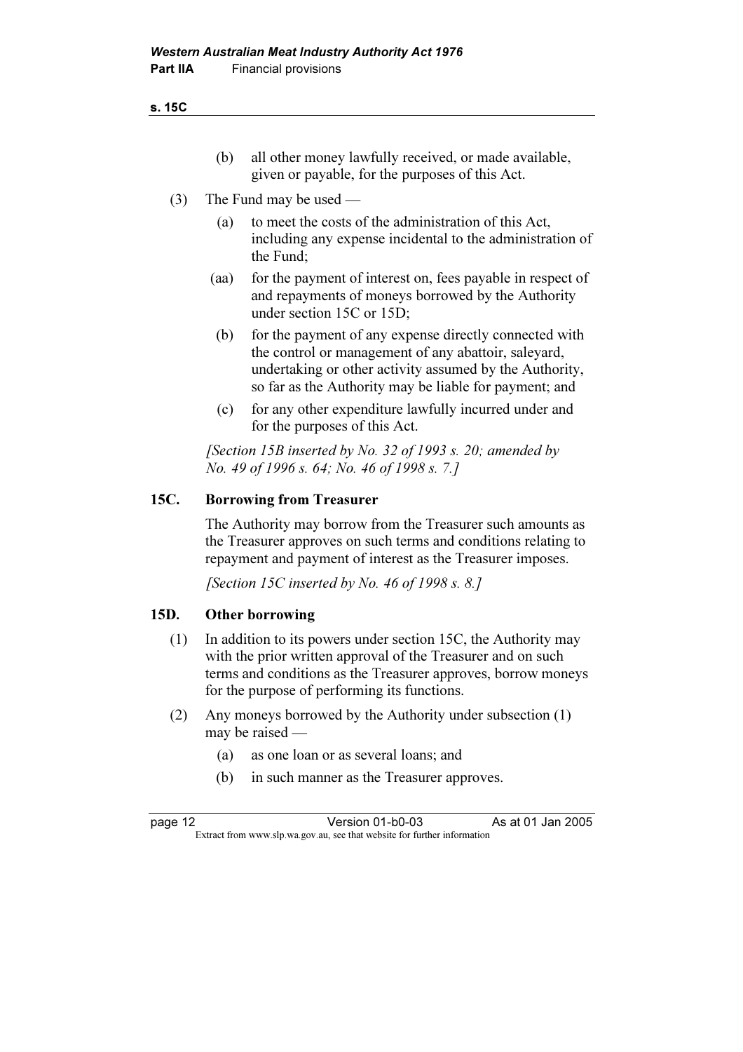(b) all other money lawfully received, or made available, given or payable, for the purposes of this Act.

(3) The Fund may be used —

(a) to meet the costs of the administration of this Act, including any expense incidental to the administration of the Fund;

(aa) for the payment of interest on, fees payable in respect of and repayments of moneys borrowed by the Authority under section 15C or 15D;

(b) for the payment of any expense directly connected with the control or management of any abattoir, saleyard, undertaking or other activity assumed by the Authority, so far as the Authority may be liable for payment; and

(c) for any other expenditure lawfully incurred under and for the purposes of this Act.

*[Section 15B inserted by No. 32 of 1993 s. 20; amended by No. 49 of 1996 s. 64; No. 46 of 1998 s. 7.]*

## 15C. Borrowing from Treasurer

The Authority may borrow from the Treasurer such amounts as the Treasurer approves on such terms and conditions relating to repayment and payment of interest as the Treasurer imposes.

*[Section 15C inserted by No. 46 of 1998 s. 8.]*

## 15D. Other borrowing

(1) In addition to its powers under section 15C, the Authority may with the prior written approval of the Treasurer and on such terms and conditions as the Treasurer approves, borrow moneys for the purpose of performing its functions.

(2) Any moneys borrowed by the Authority under subsection (1) may be raised —

(a) as one loan or as several loans; and

(b) in such manner as the Treasurer approves.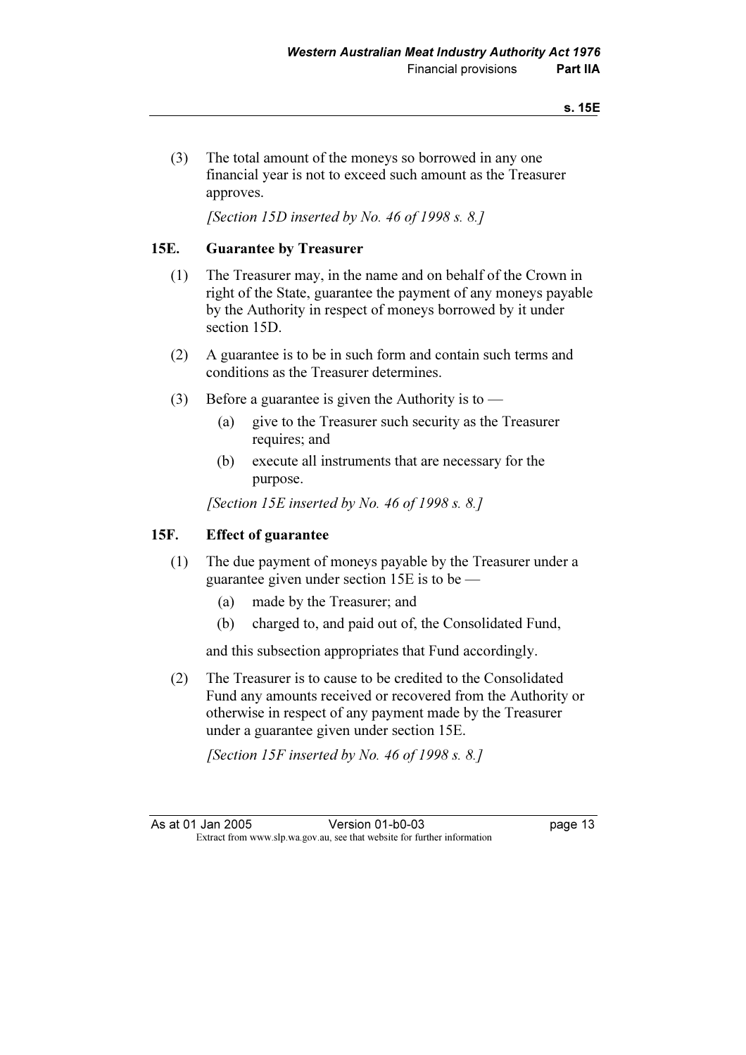(3) The total amount of the moneys so borrowed in any one financial year is not to exceed such amount as the Treasurer approves.

*[Section 15D inserted by No. 46 of 1998 s. 8.]*

### 15E. Guarantee by Treasurer

(1) The Treasurer may, in the name and on behalf of the Crown in right of the State, guarantee the payment of any moneys payable by the Authority in respect of moneys borrowed by it under section 15D.

(2) A guarantee is to be in such form and contain such terms and conditions as the Treasurer determines.

(3) Before a guarantee is given the Authority is to —

(a) give to the Treasurer such security as the Treasurer requires; and

(b) execute all instruments that are necessary for the purpose.

*[Section 15E inserted by No. 46 of 1998 s. 8.]*

### 15F. Effect of guarantee

(1) The due payment of moneys payable by the Treasurer under a guarantee given under section 15E is to be —

(a) made by the Treasurer; and

(b) charged to, and paid out of, the Consolidated Fund,

and this subsection appropriates that Fund accordingly.

(2) The Treasurer is to cause to be credited to the Consolidated Fund any amounts received or recovered from the Authority or otherwise in respect of any payment made by the Treasurer under a guarantee given under section 15E.

*[Section 15F inserted by No. 46 of 1998 s. 8.]*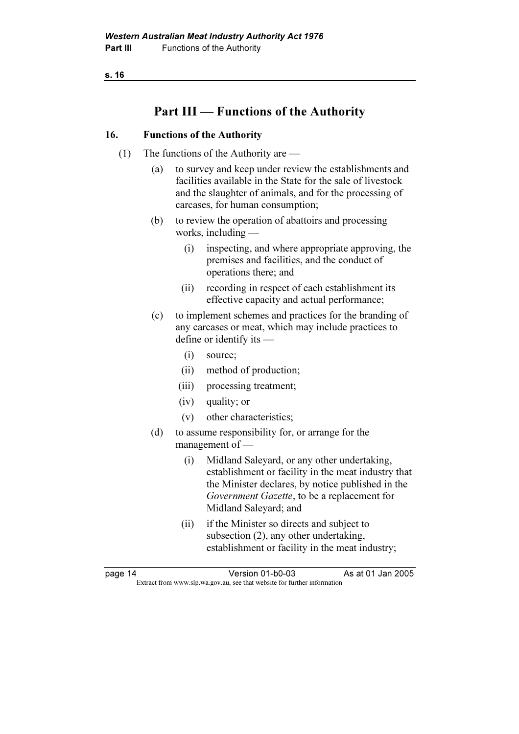## Part III — Functions of the Authority

### 16. Functions of the Authority

(1) The functions of the Authority are —

(a) to survey and keep under review the establishments and facilities available in the State for the sale of livestock and the slaughter of animals, and for the processing of carcases, for human consumption;

(b) to review the operation of abattoirs and processing works, including —

(i) inspecting, and where appropriate approving, the premises and facilities, and the conduct of operations there; and

(ii) recording in respect of each establishment its effective capacity and actual performance;

(c) to implement schemes and practices for the branding of any carcases or meat, which may include practices to define or identify its —

(i) source;

(ii) method of production;

(iii) processing treatment;

(iv) quality; or

(v) other characteristics;

(d) to assume responsibility for, or arrange for the management of —

(i) Midland Saleyard, or any other undertaking, establishment or facility in the meat industry that the Minister declares, by notice published in the *Government Gazette*, to be a replacement for Midland Saleyard; and

(ii) if the Minister so directs and subject to subsection (2), any other undertaking, establishment or facility in the meat industry;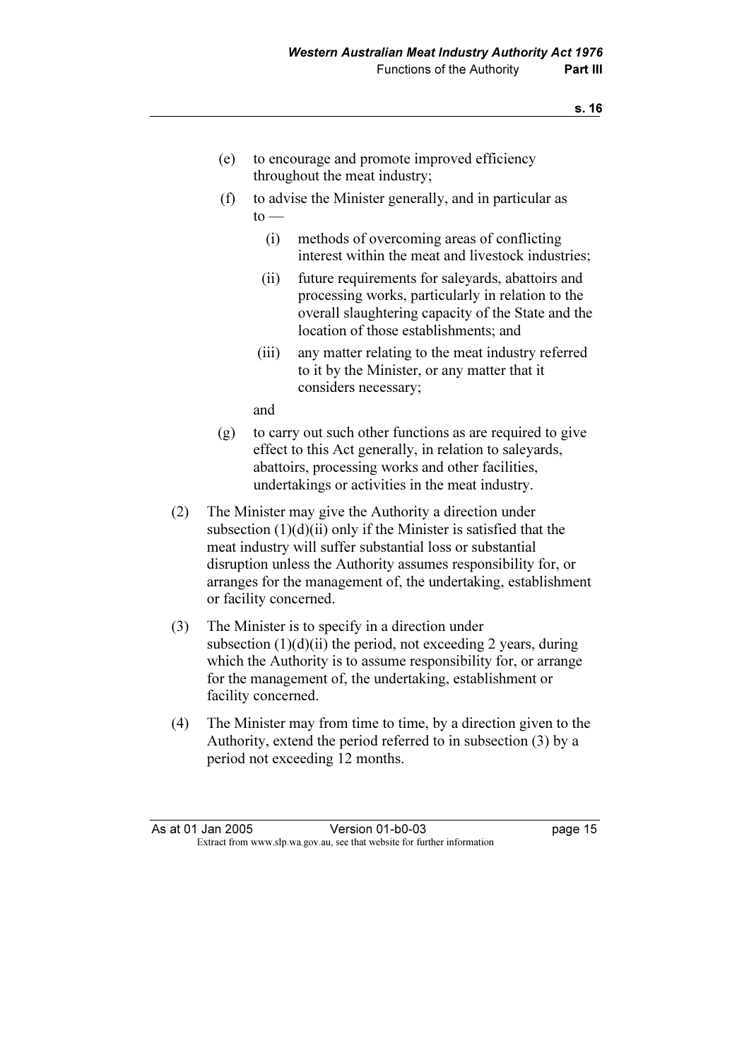(e) to encourage and promote improved efficiency throughout the meat industry;

(f) to advise the Minister generally, and in particular as to —

   (i) methods of overcoming areas of conflicting interest within the meat and livestock industries;

   (ii) future requirements for saleyards, abattoirs and processing works, particularly in relation to the overall slaughtering capacity of the State and the location of those establishments; and

   (iii) any matter relating to the meat industry referred to it by the Minister, or any matter that it considers necessary;

   and

(g) to carry out such other functions as are required to give effect to this Act generally, in relation to saleyards, abattoirs, processing works and other facilities, undertakings or activities in the meat industry.

(2) The Minister may give the Authority a direction under subsection (1)(d)(ii) only if the Minister is satisfied that the meat industry will suffer substantial loss or substantial disruption unless the Authority assumes responsibility for, or arranges for the management of, the undertaking, establishment or facility concerned.

(3) The Minister is to specify in a direction under subsection (1)(d)(ii) the period, not exceeding 2 years, during which the Authority is to assume responsibility for, or arrange for the management of, the undertaking, establishment or facility concerned.

(4) The Minister may from time to time, by a direction given to the Authority, extend the period referred to in subsection (3) by a period not exceeding 12 months.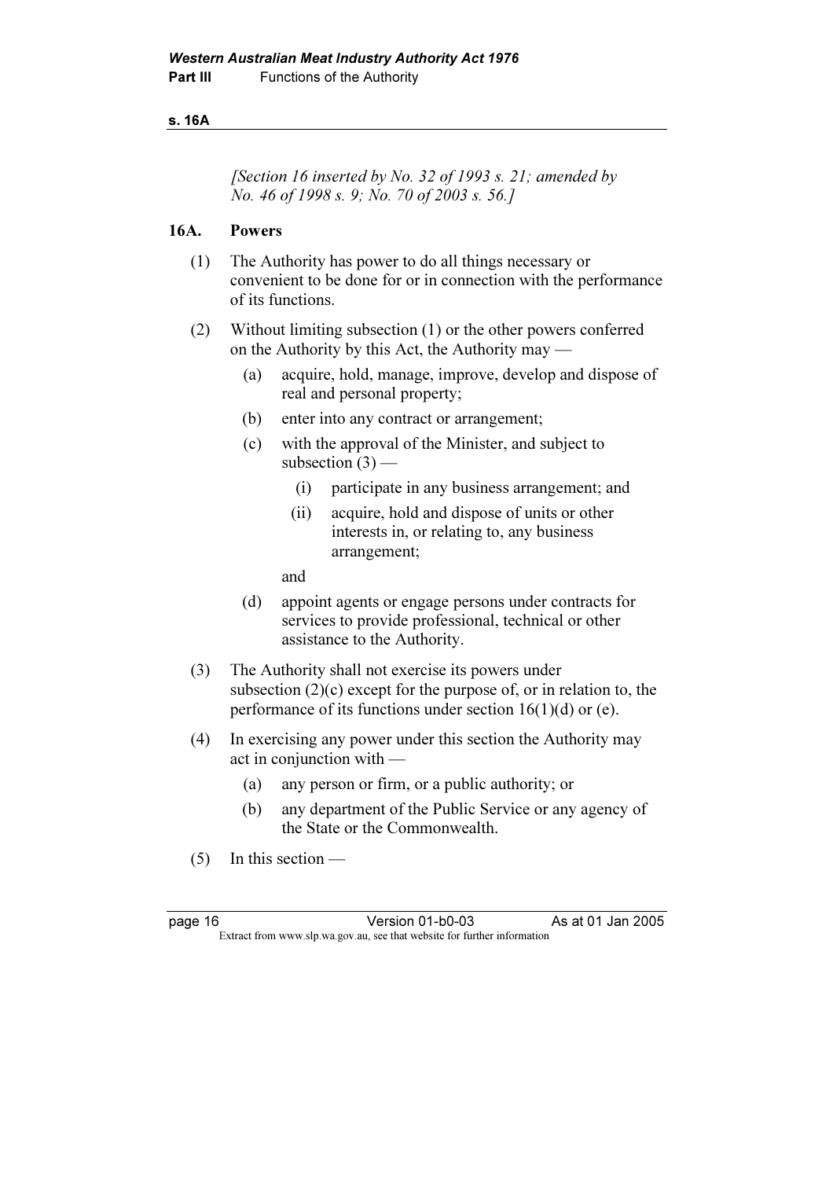*[Section 16 inserted by No. 32 of 1993 s. 21; amended by No. 46 of 1998 s. 9; No. 70 of 2003 s. 56.]*

**16A. Powers**

(1) The Authority has power to do all things necessary or convenient to be done for or in connection with the performance of its functions.

(2) Without limiting subsection (1) or the other powers conferred on the Authority by this Act, the Authority may —

(a) acquire, hold, manage, improve, develop and dispose of real and personal property;

(b) enter into any contract or arrangement;

(c) with the approval of the Minister, and subject to subsection (3) —

(i) participate in any business arrangement; and

(ii) acquire, hold and dispose of units or other interests in, or relating to, any business arrangement;

and

(d) appoint agents or engage persons under contracts for services to provide professional, technical or other assistance to the Authority.

(3) The Authority shall not exercise its powers under subsection (2)(c) except for the purpose of, or in relation to, the performance of its functions under section 16(1)(d) or (e).

(4) In exercising any power under this section the Authority may act in conjunction with —

(a) any person or firm, or a public authority; or

(b) any department of the Public Service or any agency of the State or the Commonwealth.

(5) In this section —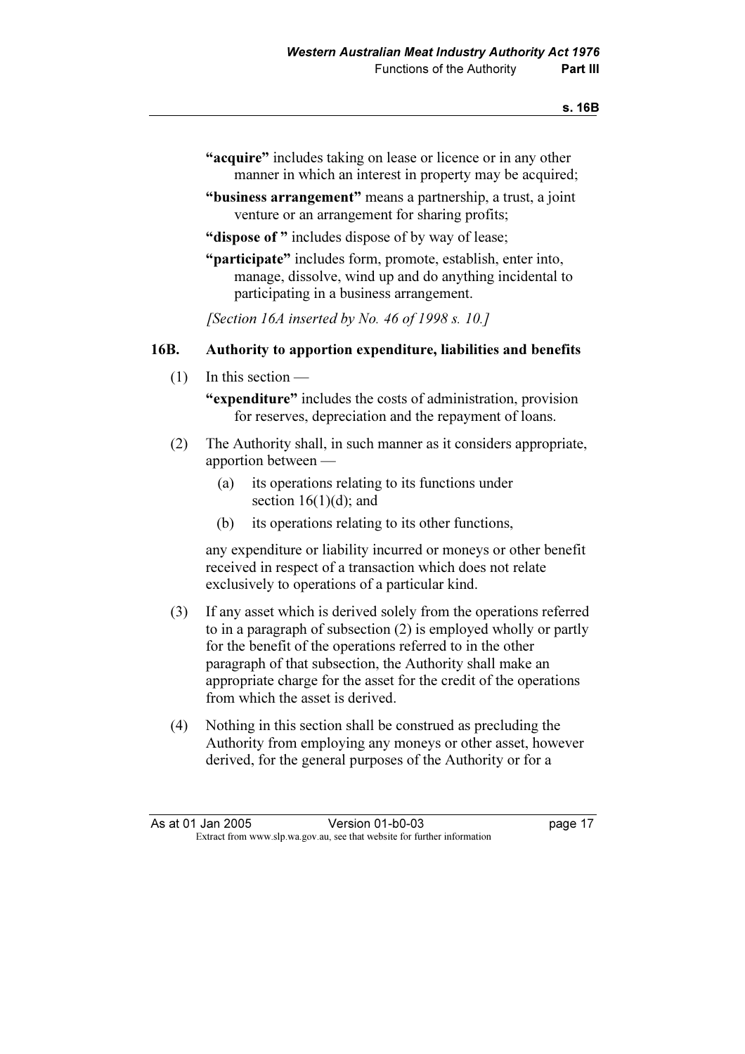"**acquire**" includes taking on lease or licence or in any other manner in which an interest in property may be acquired;

"**business arrangement**" means a partnership, a trust, a joint venture or an arrangement for sharing profits;

"**dispose of** " includes dispose of by way of lease;

"**participate**" includes form, promote, establish, enter into, manage, dissolve, wind up and do anything incidental to participating in a business arrangement.

*[Section 16A inserted by No. 46 of 1998 s. 10.]*

### 16B. Authority to apportion expenditure, liabilities and benefits

(1) In this section —

"**expenditure**" includes the costs of administration, provision for reserves, depreciation and the repayment of loans.

(2) The Authority shall, in such manner as it considers appropriate, apportion between —

- (a) its operations relating to its functions under section 16(1)(d); and
- (b) its operations relating to its other functions,

any expenditure or liability incurred or moneys or other benefit received in respect of a transaction which does not relate exclusively to operations of a particular kind.

(3) If any asset which is derived solely from the operations referred to in a paragraph of subsection (2) is employed wholly or partly for the benefit of the operations referred to in the other paragraph of that subsection, the Authority shall make an appropriate charge for the asset for the credit of the operations from which the asset is derived.

(4) Nothing in this section shall be construed as precluding the Authority from employing any moneys or other asset, however derived, for the general purposes of the Authority or for a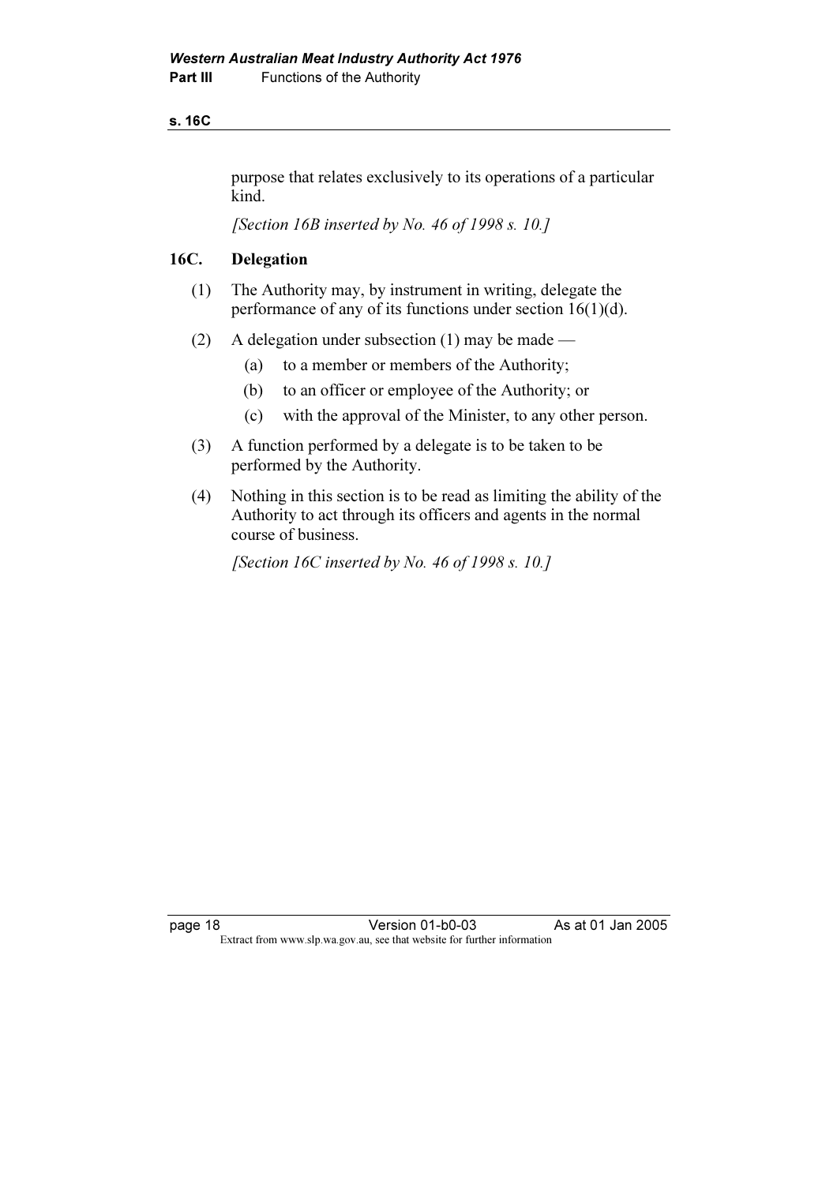purpose that relates exclusively to its operations of a particular kind.

*[Section 16B inserted by No. 46 of 1998 s. 10.]*

### 16C. Delegation

(1) The Authority may, by instrument in writing, delegate the performance of any of its functions under section 16(1)(d).

(2) A delegation under subsection (1) may be made —

(a) to a member or members of the Authority;

(b) to an officer or employee of the Authority; or

(c) with the approval of the Minister, to any other person.

(3) A function performed by a delegate is to be taken to be performed by the Authority.

(4) Nothing in this section is to be read as limiting the ability of the Authority to act through its officers and agents in the normal course of business.

*[Section 16C inserted by No. 46 of 1998 s. 10.]*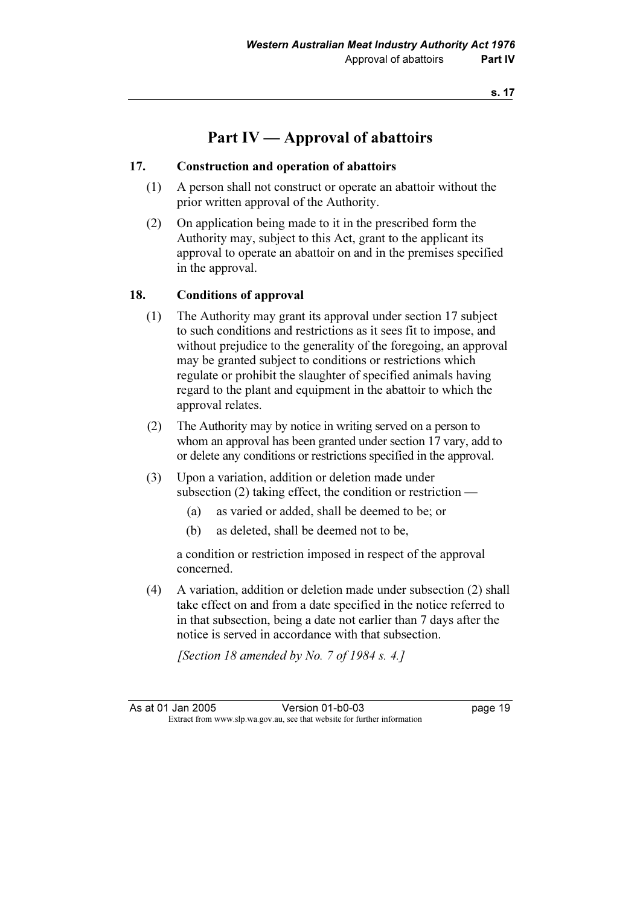# Part IV — Approval of abattoirs

## 17. Construction and operation of abattoirs

(1) A person shall not construct or operate an abattoir without the prior written approval of the Authority.

(2) On application being made to it in the prescribed form the Authority may, subject to this Act, grant to the applicant its approval to operate an abattoir on and in the premises specified in the approval.

## 18. Conditions of approval

(1) The Authority may grant its approval under section 17 subject to such conditions and restrictions as it sees fit to impose, and without prejudice to the generality of the foregoing, an approval may be granted subject to conditions or restrictions which regulate or prohibit the slaughter of specified animals having regard to the plant and equipment in the abattoir to which the approval relates.

(2) The Authority may by notice in writing served on a person to whom an approval has been granted under section 17 vary, add to or delete any conditions or restrictions specified in the approval.

(3) Upon a variation, addition or deletion made under subsection (2) taking effect, the condition or restriction —

(a) as varied or added, shall be deemed to be; or

(b) as deleted, shall be deemed not to be,

a condition or restriction imposed in respect of the approval concerned.

(4) A variation, addition or deletion made under subsection (2) shall take effect on and from a date specified in the notice referred to in that subsection, being a date not earlier than 7 days after the notice is served in accordance with that subsection.

*[Section 18 amended by No. 7 of 1984 s. 4.]*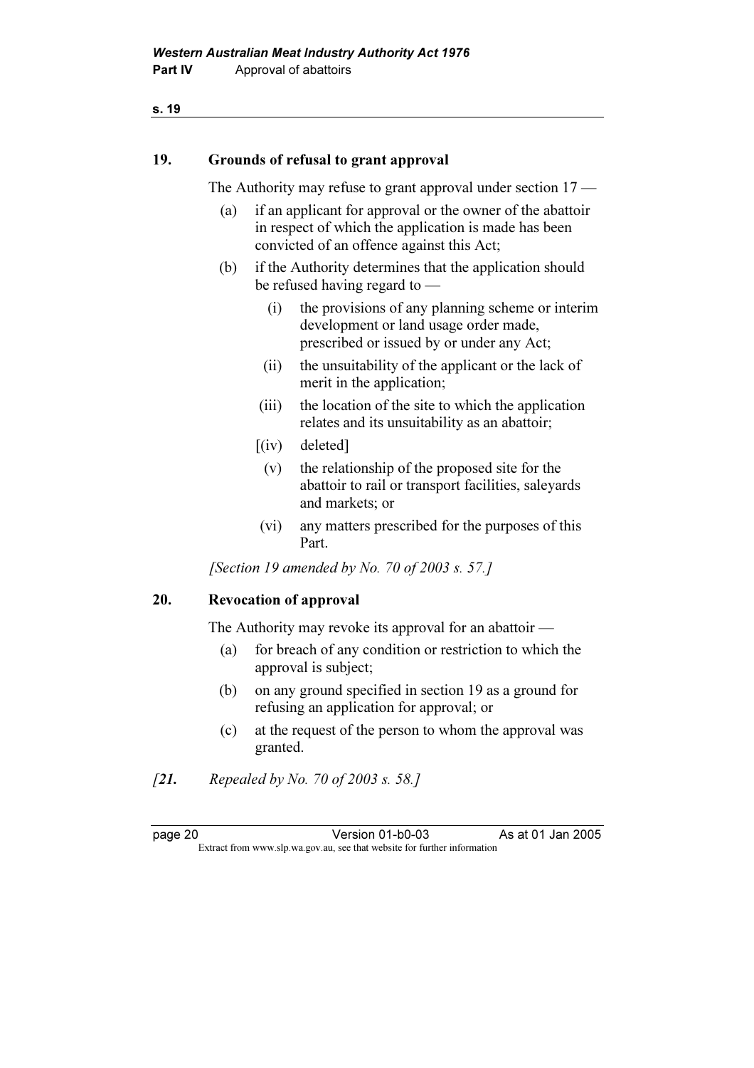## 19. Grounds of refusal to grant approval

The Authority may refuse to grant approval under section 17 —

(a) if an applicant for approval or the owner of the abattoir in respect of which the application is made has been convicted of an offence against this Act;

(b) if the Authority determines that the application should be refused having regard to —

   (i) the provisions of any planning scheme or interim development or land usage order made, prescribed or issued by or under any Act;

   (ii) the unsuitability of the applicant or the lack of merit in the application;

   (iii) the location of the site to which the application relates and its unsuitability as an abattoir;

   [(iv) deleted]

   (v) the relationship of the proposed site for the abattoir to rail or transport facilities, saleyards and markets; or

   (vi) any matters prescribed for the purposes of this Part.

*[Section 19 amended by No. 70 of 2003 s. 57.]*

## 20. Revocation of approval

The Authority may revoke its approval for an abattoir —

(a) for breach of any condition or restriction to which the approval is subject;

(b) on any ground specified in section 19 as a ground for refusing an application for approval; or

(c) at the request of the person to whom the approval was granted.

*[**21.** Repealed by No. 70 of 2003 s. 58.]*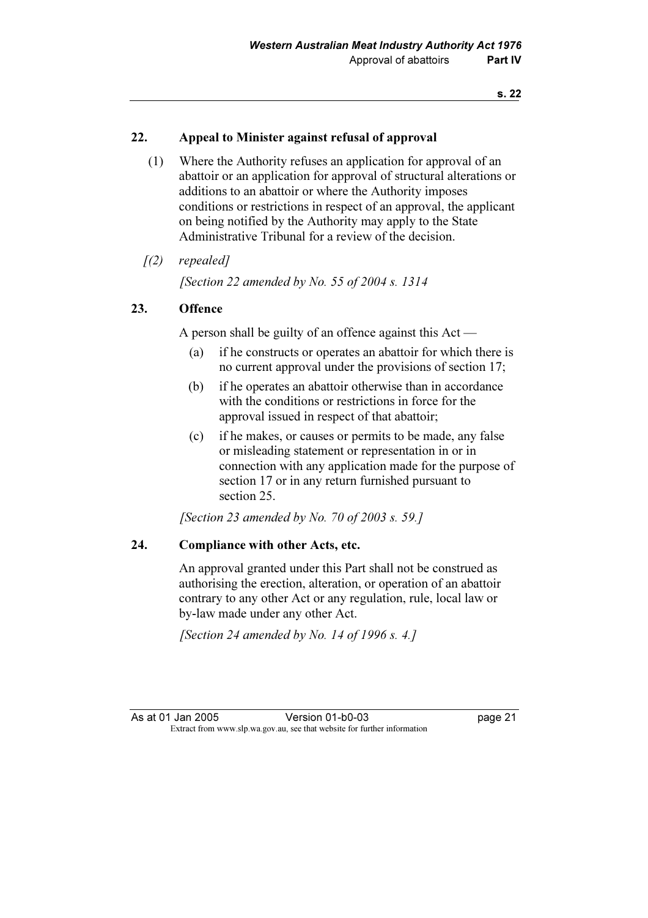## 22. Appeal to Minister against refusal of approval

(1) Where the Authority refuses an application for approval of an abattoir or an application for approval of structural alterations or additions to an abattoir or where the Authority imposes conditions or restrictions in respect of an approval, the applicant on being notified by the Authority may apply to the State Administrative Tribunal for a review of the decision.

*[(2) repealed]*

*[Section 22 amended by No. 55 of 2004 s. 1314*

## 23. Offence

A person shall be guilty of an offence against this Act —

(a) if he constructs or operates an abattoir for which there is no current approval under the provisions of section 17;

(b) if he operates an abattoir otherwise than in accordance with the conditions or restrictions in force for the approval issued in respect of that abattoir;

(c) if he makes, or causes or permits to be made, any false or misleading statement or representation in or in connection with any application made for the purpose of section 17 or in any return furnished pursuant to section 25.

*[Section 23 amended by No. 70 of 2003 s. 59.]*

## 24. Compliance with other Acts, etc.

An approval granted under this Part shall not be construed as authorising the erection, alteration, or operation of an abattoir contrary to any other Act or any regulation, rule, local law or by-law made under any other Act.

*[Section 24 amended by No. 14 of 1996 s. 4.]*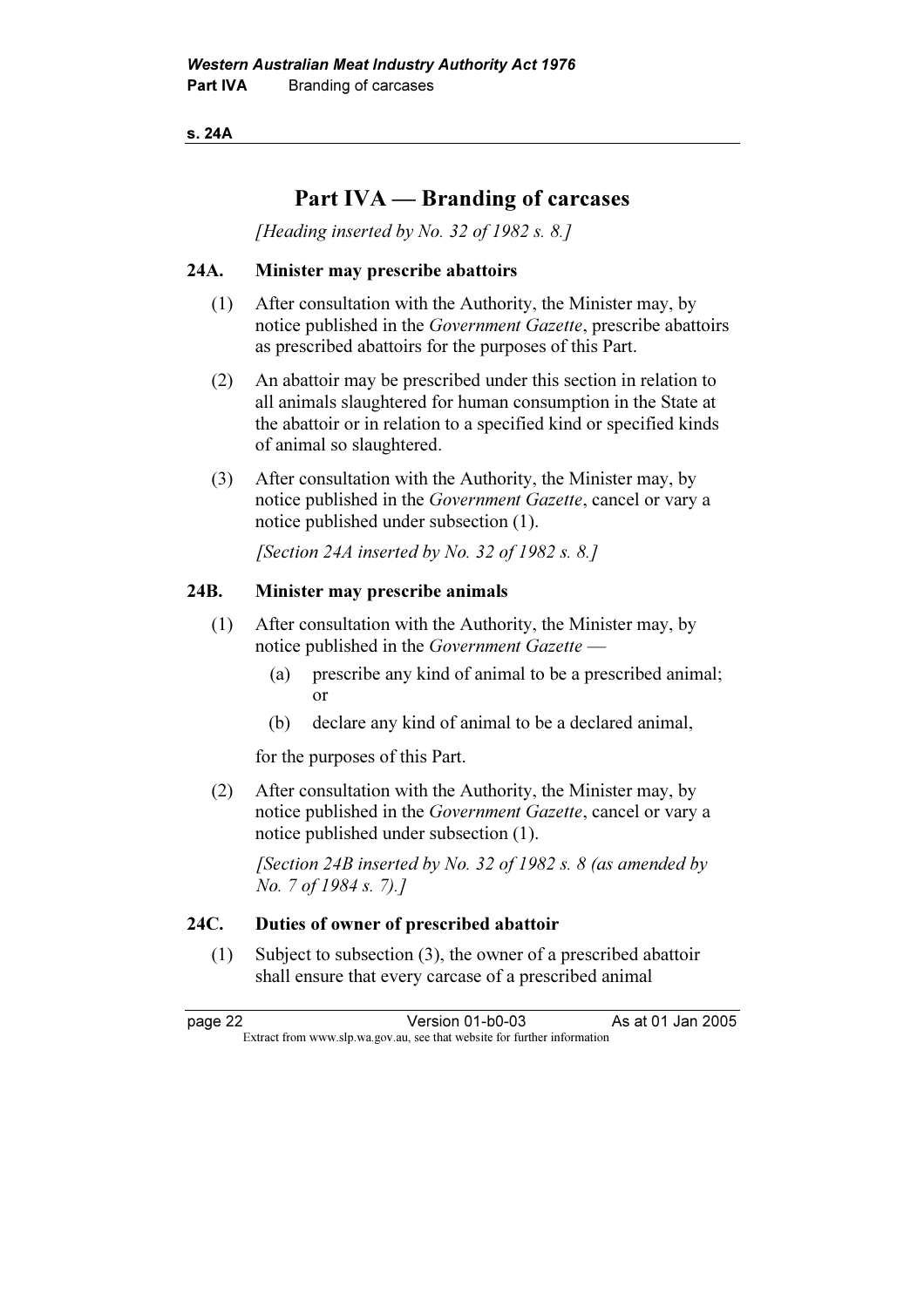# Part IVA — Branding of carcases

*[Heading inserted by No. 32 of 1982 s. 8.]*

## 24A. Minister may prescribe abattoirs

(1) After consultation with the Authority, the Minister may, by notice published in the *Government Gazette*, prescribe abattoirs as prescribed abattoirs for the purposes of this Part.

(2) An abattoir may be prescribed under this section in relation to all animals slaughtered for human consumption in the State at the abattoir or in relation to a specified kind or specified kinds of animal so slaughtered.

(3) After consultation with the Authority, the Minister may, by notice published in the *Government Gazette*, cancel or vary a notice published under subsection (1).

*[Section 24A inserted by No. 32 of 1982 s. 8.]*

## 24B. Minister may prescribe animals

(1) After consultation with the Authority, the Minister may, by notice published in the *Government Gazette* —

- (a) prescribe any kind of animal to be a prescribed animal; or
- (b) declare any kind of animal to be a declared animal,

for the purposes of this Part.

(2) After consultation with the Authority, the Minister may, by notice published in the *Government Gazette*, cancel or vary a notice published under subsection (1).

*[Section 24B inserted by No. 32 of 1982 s. 8 (as amended by No. 7 of 1984 s. 7).]*

## 24C. Duties of owner of prescribed abattoir

(1) Subject to subsection (3), the owner of a prescribed abattoir shall ensure that every carcase of a prescribed animal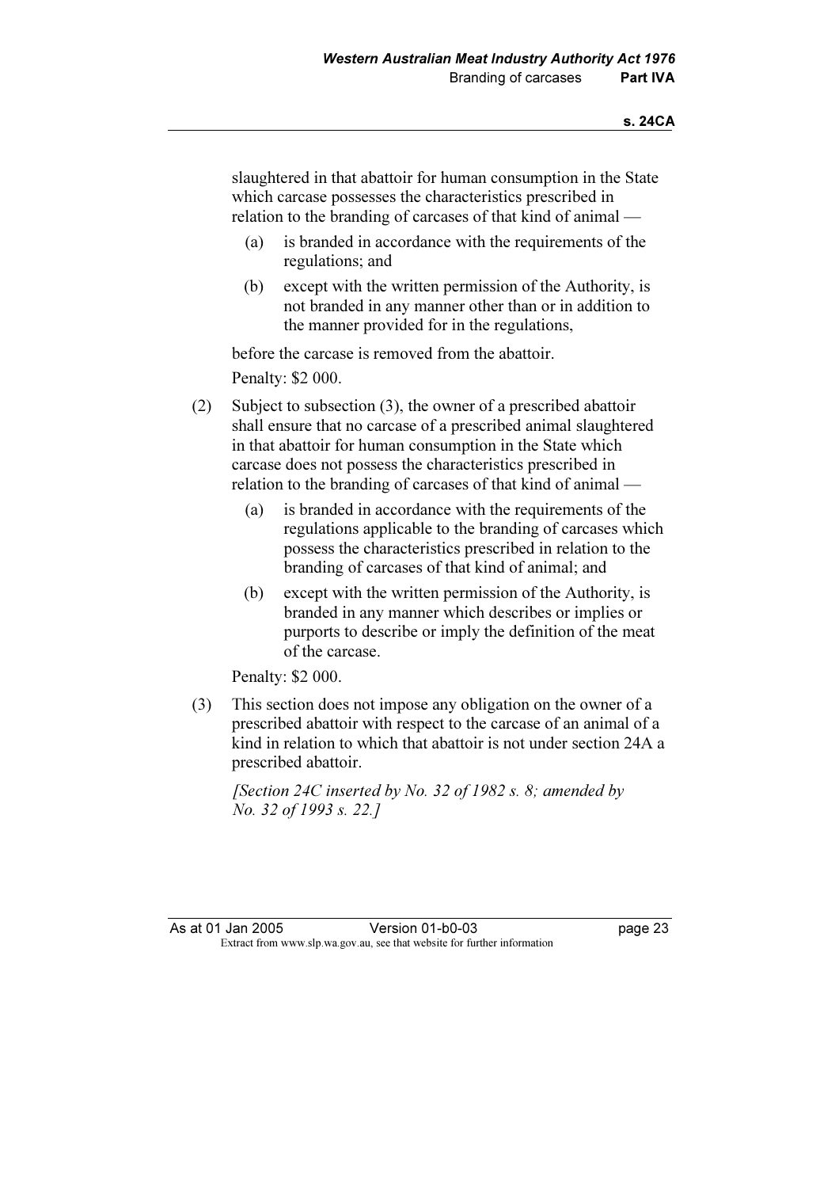slaughtered in that abattoir for human consumption in the State which carcase possesses the characteristics prescribed in relation to the branding of carcases of that kind of animal —

(a) is branded in accordance with the requirements of the regulations; and

(b) except with the written permission of the Authority, is not branded in any manner other than or in addition to the manner provided for in the regulations,

before the carcase is removed from the abattoir.

Penalty: $2 000.

(2) Subject to subsection (3), the owner of a prescribed abattoir shall ensure that no carcase of a prescribed animal slaughtered in that abattoir for human consumption in the State which carcase does not possess the characteristics prescribed in relation to the branding of carcases of that kind of animal —

(a) is branded in accordance with the requirements of the regulations applicable to the branding of carcases which possess the characteristics prescribed in relation to the branding of carcases of that kind of animal; and

(b) except with the written permission of the Authority, is branded in any manner which describes or implies or purports to describe or imply the definition of the meat of the carcase.

Penalty: $2 000.

(3) This section does not impose any obligation on the owner of a prescribed abattoir with respect to the carcase of an animal of a kind in relation to which that abattoir is not under section 24A a prescribed abattoir.

*[Section 24C inserted by No. 32 of 1982 s. 8; amended by No. 32 of 1993 s. 22.]*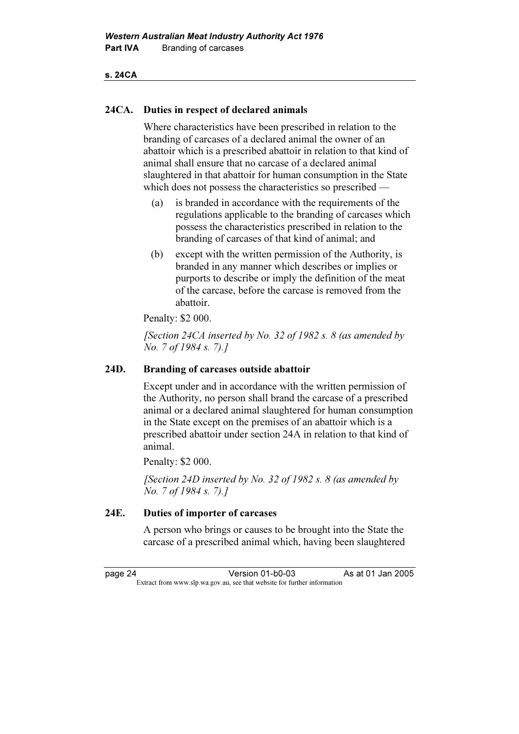## 24CA. Duties in respect of declared animals

Where characteristics have been prescribed in relation to the branding of carcases of a declared animal the owner of an abattoir which is a prescribed abattoir in relation to that kind of animal shall ensure that no carcase of a declared animal slaughtered in that abattoir for human consumption in the State which does not possess the characteristics so prescribed —

- (a) is branded in accordance with the requirements of the regulations applicable to the branding of carcases which possess the characteristics prescribed in relation to the branding of carcases of that kind of animal; and
- (b) except with the written permission of the Authority, is branded in any manner which describes or implies or purports to describe or imply the definition of the meat of the carcase, before the carcase is removed from the abattoir.

Penalty: $2 000.

*[Section 24CA inserted by No. 32 of 1982 s. 8 (as amended by No. 7 of 1984 s. 7).]*

## 24D. Branding of carcases outside abattoir

Except under and in accordance with the written permission of the Authority, no person shall brand the carcase of a prescribed animal or a declared animal slaughtered for human consumption in the State except on the premises of an abattoir which is a prescribed abattoir under section 24A in relation to that kind of animal.

Penalty: $2 000.

*[Section 24D inserted by No. 32 of 1982 s. 8 (as amended by No. 7 of 1984 s. 7).]*

## 24E. Duties of importer of carcases

A person who brings or causes to be brought into the State the carcase of a prescribed animal which, having been slaughtered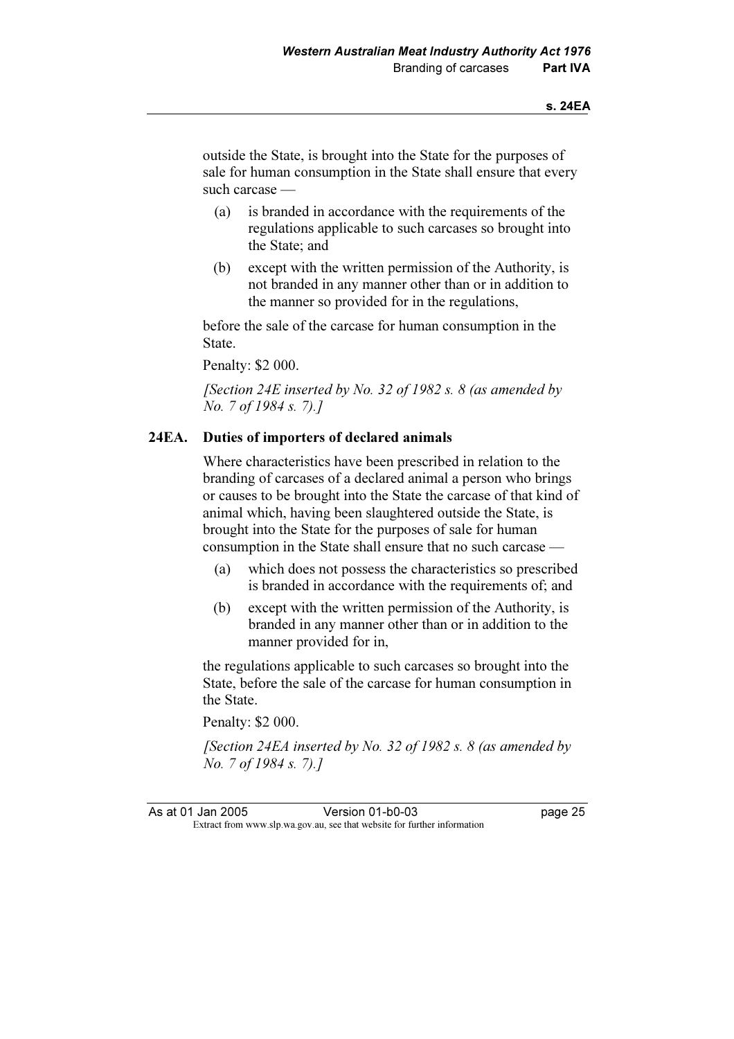outside the State, is brought into the State for the purposes of sale for human consumption in the State shall ensure that every such carcase —

(a) is branded in accordance with the requirements of the regulations applicable to such carcases so brought into the State; and

(b) except with the written permission of the Authority, is not branded in any manner other than or in addition to the manner so provided for in the regulations,

before the sale of the carcase for human consumption in the State.

Penalty: $2 000.

*[Section 24E inserted by No. 32 of 1982 s. 8 (as amended by No. 7 of 1984 s. 7).]*

### 24EA. Duties of importers of declared animals

Where characteristics have been prescribed in relation to the branding of carcases of a declared animal a person who brings or causes to be brought into the State the carcase of that kind of animal which, having been slaughtered outside the State, is brought into the State for the purposes of sale for human consumption in the State shall ensure that no such carcase —

(a) which does not possess the characteristics so prescribed is branded in accordance with the requirements of; and

(b) except with the written permission of the Authority, is branded in any manner other than or in addition to the manner provided for in,

the regulations applicable to such carcases so brought into the State, before the sale of the carcase for human consumption in the State.

Penalty: $2 000.

*[Section 24EA inserted by No. 32 of 1982 s. 8 (as amended by No. 7 of 1984 s. 7).]*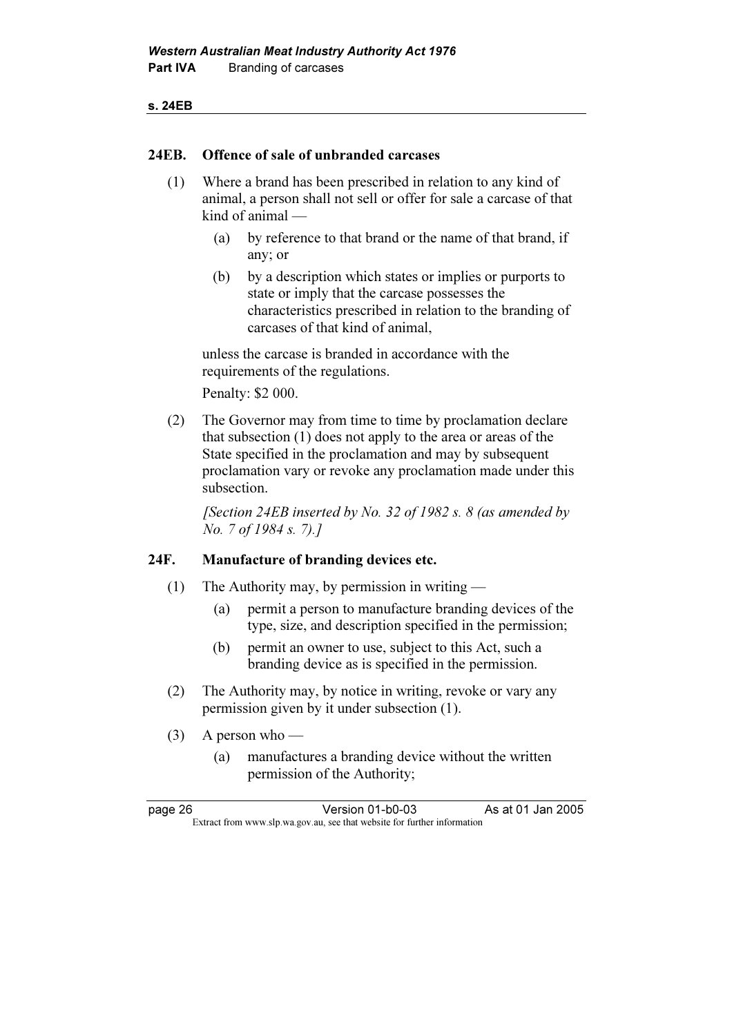## 24EB. Offence of sale of unbranded carcases

(1) Where a brand has been prescribed in relation to any kind of animal, a person shall not sell or offer for sale a carcase of that kind of animal —

(a) by reference to that brand or the name of that brand, if any; or

(b) by a description which states or implies or purports to state or imply that the carcase possesses the characteristics prescribed in relation to the branding of carcases of that kind of animal,

unless the carcase is branded in accordance with the requirements of the regulations.

Penalty: $2 000.

(2) The Governor may from time to time by proclamation declare that subsection (1) does not apply to the area or areas of the State specified in the proclamation and may by subsequent proclamation vary or revoke any proclamation made under this subsection.

*[Section 24EB inserted by No. 32 of 1982 s. 8 (as amended by No. 7 of 1984 s. 7).]*

## 24F. Manufacture of branding devices etc.

(1) The Authority may, by permission in writing —

(a) permit a person to manufacture branding devices of the type, size, and description specified in the permission;

(b) permit an owner to use, subject to this Act, such a branding device as is specified in the permission.

(2) The Authority may, by notice in writing, revoke or vary any permission given by it under subsection (1).

(3) A person who —

(a) manufactures a branding device without the written permission of the Authority;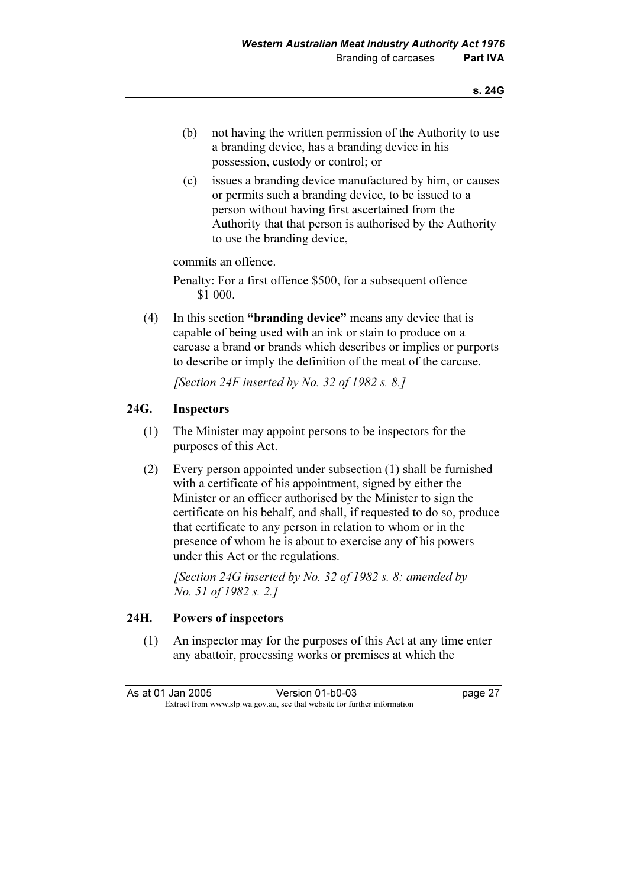(b) not having the written permission of the Authority to use a branding device, has a branding device in his possession, custody or control; or

(c) issues a branding device manufactured by him, or causes or permits such a branding device, to be issued to a person without having first ascertained from the Authority that that person is authorised by the Authority to use the branding device,

commits an offence.

Penalty: For a first offence $500, for a subsequent offence $1 000.

(4) In this section **"branding device"** means any device that is capable of being used with an ink or stain to produce on a carcase a brand or brands which describes or implies or purports to describe or imply the definition of the meat of the carcase.

*[Section 24F inserted by No. 32 of 1982 s. 8.]*

### 24G. Inspectors

(1) The Minister may appoint persons to be inspectors for the purposes of this Act.

(2) Every person appointed under subsection (1) shall be furnished with a certificate of his appointment, signed by either the Minister or an officer authorised by the Minister to sign the certificate on his behalf, and shall, if requested to do so, produce that certificate to any person in relation to whom or in the presence of whom he is about to exercise any of his powers under this Act or the regulations.

*[Section 24G inserted by No. 32 of 1982 s. 8; amended by No. 51 of 1982 s. 2.]*

### 24H. Powers of inspectors

(1) An inspector may for the purposes of this Act at any time enter any abattoir, processing works or premises at which the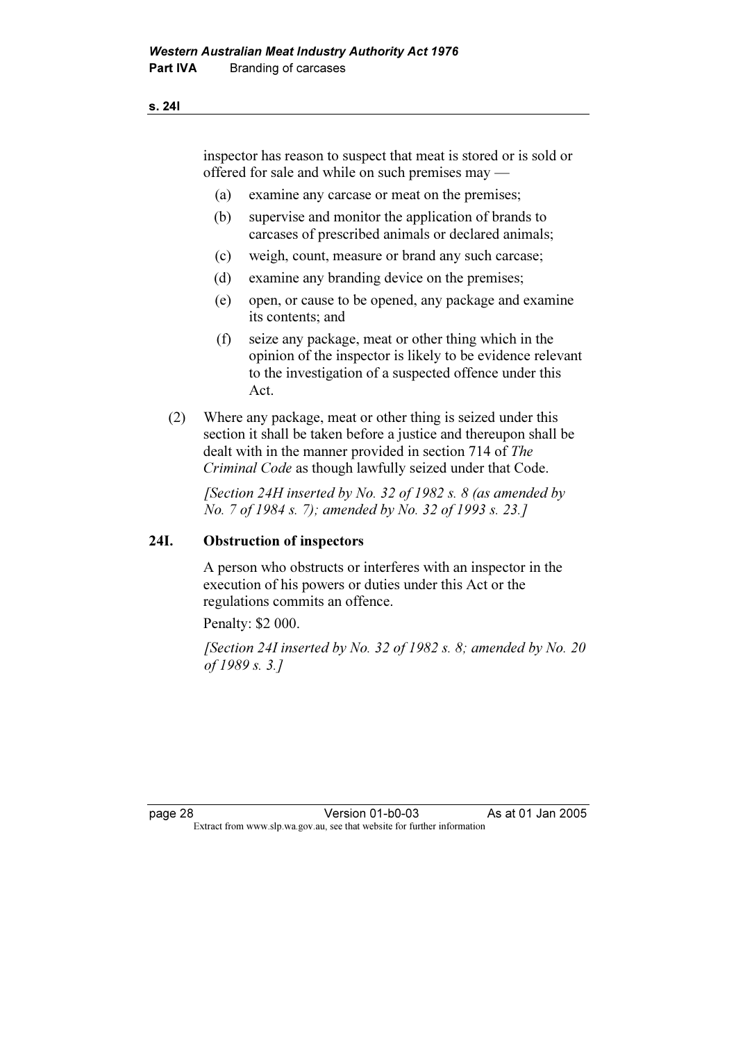inspector has reason to suspect that meat is stored or is sold or offered for sale and while on such premises may —

(a) examine any carcase or meat on the premises;

(b) supervise and monitor the application of brands to carcases of prescribed animals or declared animals;

(c) weigh, count, measure or brand any such carcase;

(d) examine any branding device on the premises;

(e) open, or cause to be opened, any package and examine its contents; and

(f) seize any package, meat or other thing which in the opinion of the inspector is likely to be evidence relevant to the investigation of a suspected offence under this Act.

(2) Where any package, meat or other thing is seized under this section it shall be taken before a justice and thereupon shall be dealt with in the manner provided in section 714 of *The Criminal Code* as though lawfully seized under that Code.

*[Section 24H inserted by No. 32 of 1982 s. 8 (as amended by No. 7 of 1984 s. 7); amended by No. 32 of 1993 s. 23.]*

### 24I. Obstruction of inspectors

A person who obstructs or interferes with an inspector in the execution of his powers or duties under this Act or the regulations commits an offence.

Penalty: $2 000.

*[Section 24I inserted by No. 32 of 1982 s. 8; amended by No. 20 of 1989 s. 3.]*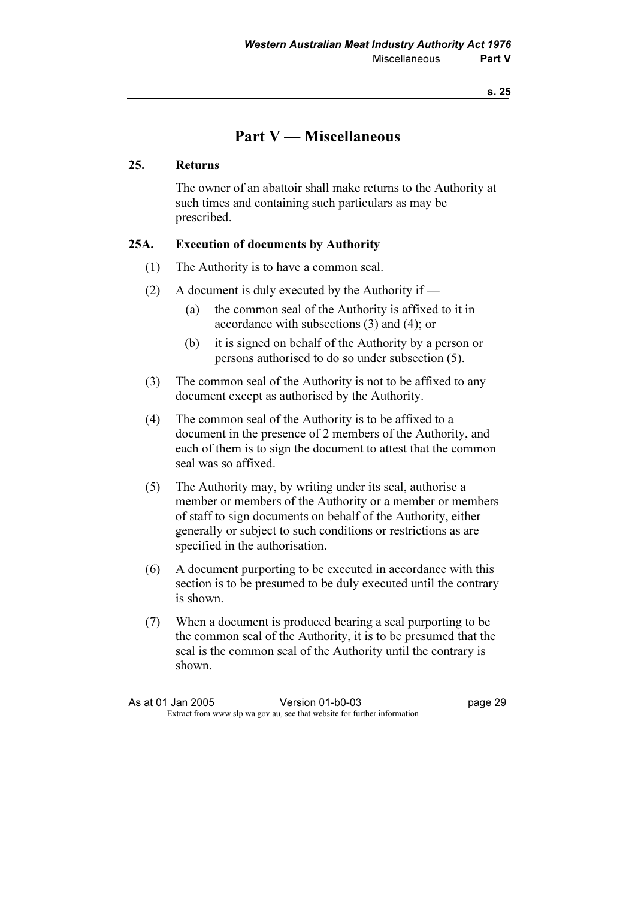# Part V — Miscellaneous

## 25. Returns

The owner of an abattoir shall make returns to the Authority at such times and containing such particulars as may be prescribed.

## 25A. Execution of documents by Authority

(1) The Authority is to have a common seal.

(2) A document is duly executed by the Authority if —

  (a) the common seal of the Authority is affixed to it in accordance with subsections (3) and (4); or

  (b) it is signed on behalf of the Authority by a person or persons authorised to do so under subsection (5).

(3) The common seal of the Authority is not to be affixed to any document except as authorised by the Authority.

(4) The common seal of the Authority is to be affixed to a document in the presence of 2 members of the Authority, and each of them is to sign the document to attest that the common seal was so affixed.

(5) The Authority may, by writing under its seal, authorise a member or members of the Authority or a member or members of staff to sign documents on behalf of the Authority, either generally or subject to such conditions or restrictions as are specified in the authorisation.

(6) A document purporting to be executed in accordance with this section is to be presumed to be duly executed until the contrary is shown.

(7) When a document is produced bearing a seal purporting to be the common seal of the Authority, it is to be presumed that the seal is the common seal of the Authority until the contrary is shown.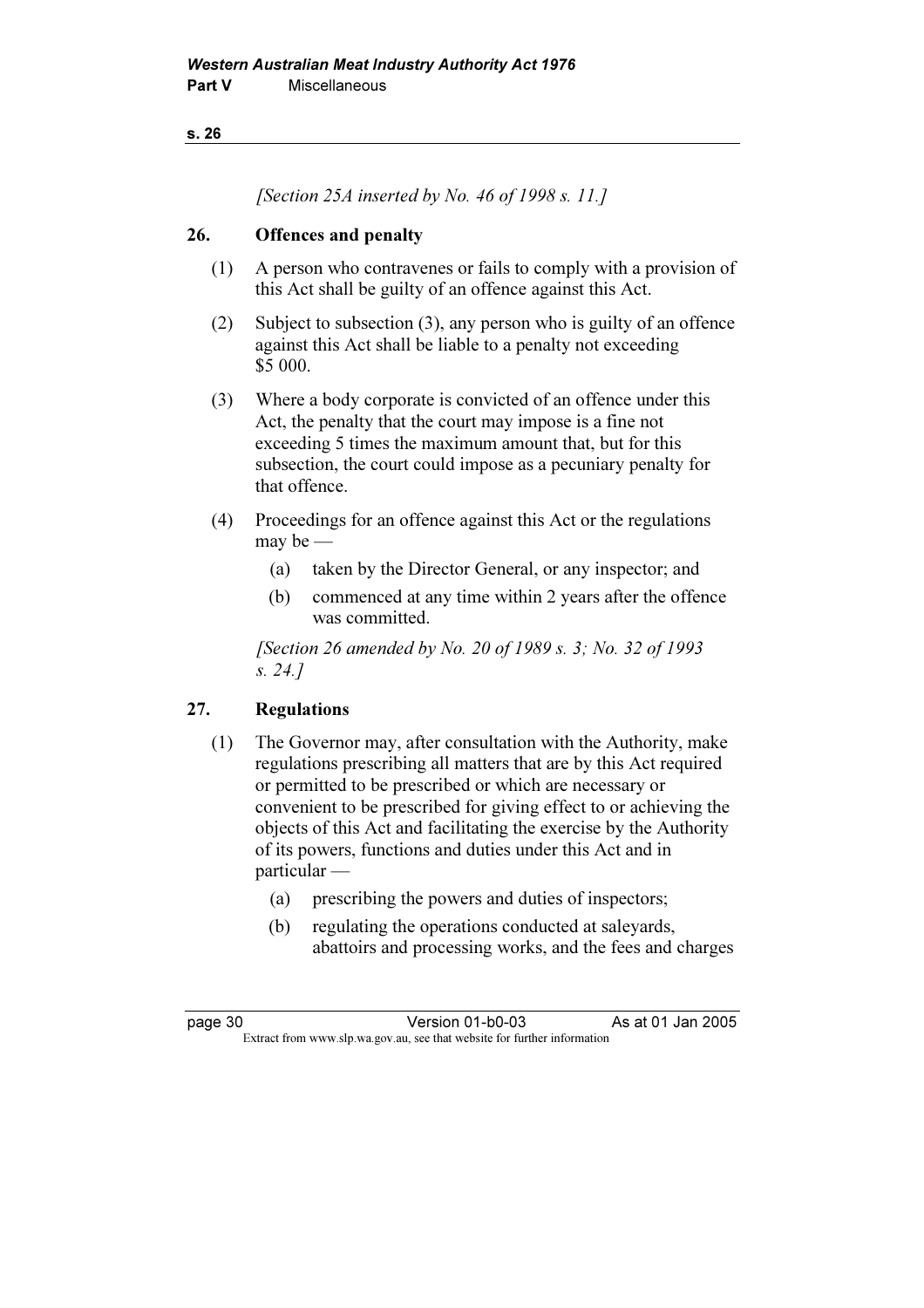*[Section 25A inserted by No. 46 of 1998 s. 11.]*

## 26. Offences and penalty

(1) A person who contravenes or fails to comply with a provision of this Act shall be guilty of an offence against this Act.

(2) Subject to subsection (3), any person who is guilty of an offence against this Act shall be liable to a penalty not exceeding $5 000.

(3) Where a body corporate is convicted of an offence under this Act, the penalty that the court may impose is a fine not exceeding 5 times the maximum amount that, but for this subsection, the court could impose as a pecuniary penalty for that offence.

(4) Proceedings for an offence against this Act or the regulations may be —

- (a) taken by the Director General, or any inspector; and
- (b) commenced at any time within 2 years after the offence was committed.

*[Section 26 amended by No. 20 of 1989 s. 3; No. 32 of 1993 s. 24.]*

## 27. Regulations

(1) The Governor may, after consultation with the Authority, make regulations prescribing all matters that are by this Act required or permitted to be prescribed or which are necessary or convenient to be prescribed for giving effect to or achieving the objects of this Act and facilitating the exercise by the Authority of its powers, functions and duties under this Act and in particular —

- (a) prescribing the powers and duties of inspectors;
- (b) regulating the operations conducted at saleyards, abattoirs and processing works, and the fees and charges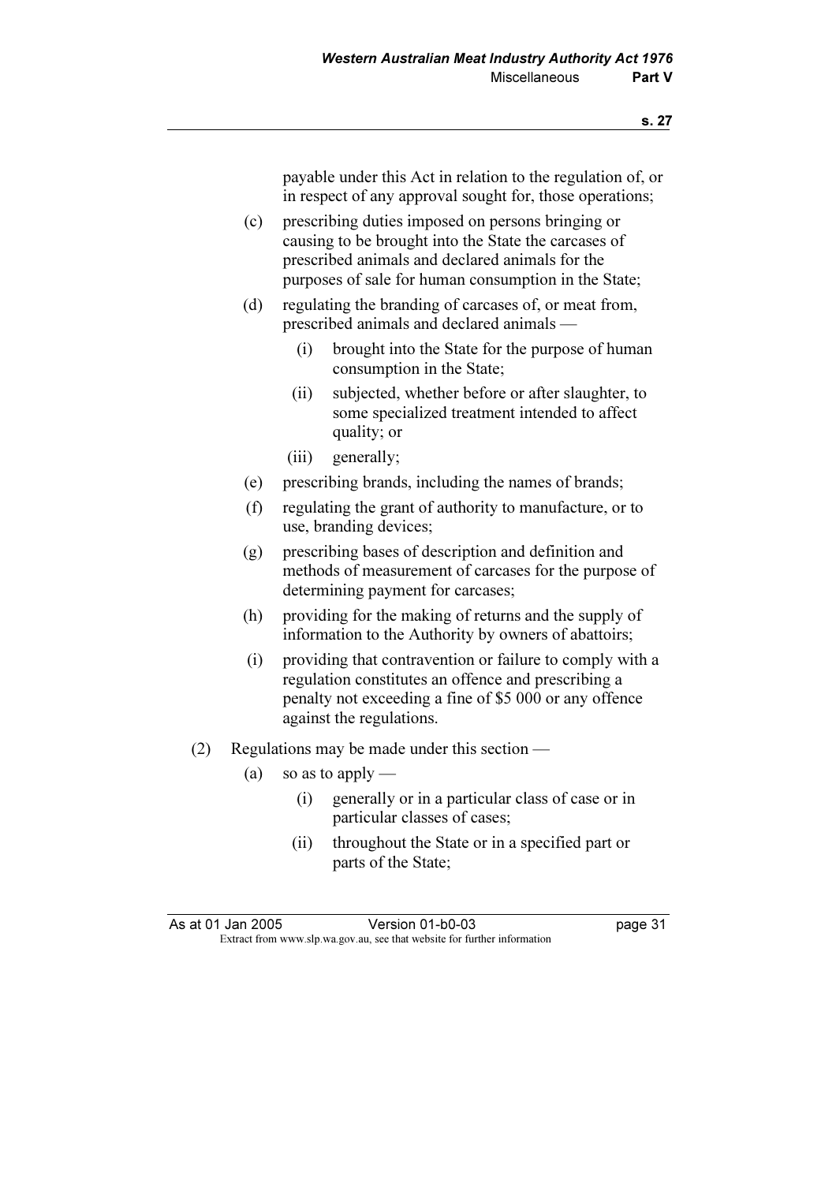payable under this Act in relation to the regulation of, or in respect of any approval sought for, those operations;

(c) prescribing duties imposed on persons bringing or causing to be brought into the State the carcases of prescribed animals and declared animals for the purposes of sale for human consumption in the State;

(d) regulating the branding of carcases of, or meat from, prescribed animals and declared animals —

  (i) brought into the State for the purpose of human consumption in the State;

  (ii) subjected, whether before or after slaughter, to some specialized treatment intended to affect quality; or

  (iii) generally;

(e) prescribing brands, including the names of brands;

(f) regulating the grant of authority to manufacture, or to use, branding devices;

(g) prescribing bases of description and definition and methods of measurement of carcases for the purpose of determining payment for carcases;

(h) providing for the making of returns and the supply of information to the Authority by owners of abattoirs;

(i) providing that contravention or failure to comply with a regulation constitutes an offence and prescribing a penalty not exceeding a fine of $5 000 or any offence against the regulations.

(2) Regulations may be made under this section —

(a) so as to apply —

  (i) generally or in a particular class of case or in particular classes of cases;

  (ii) throughout the State or in a specified part or parts of the State;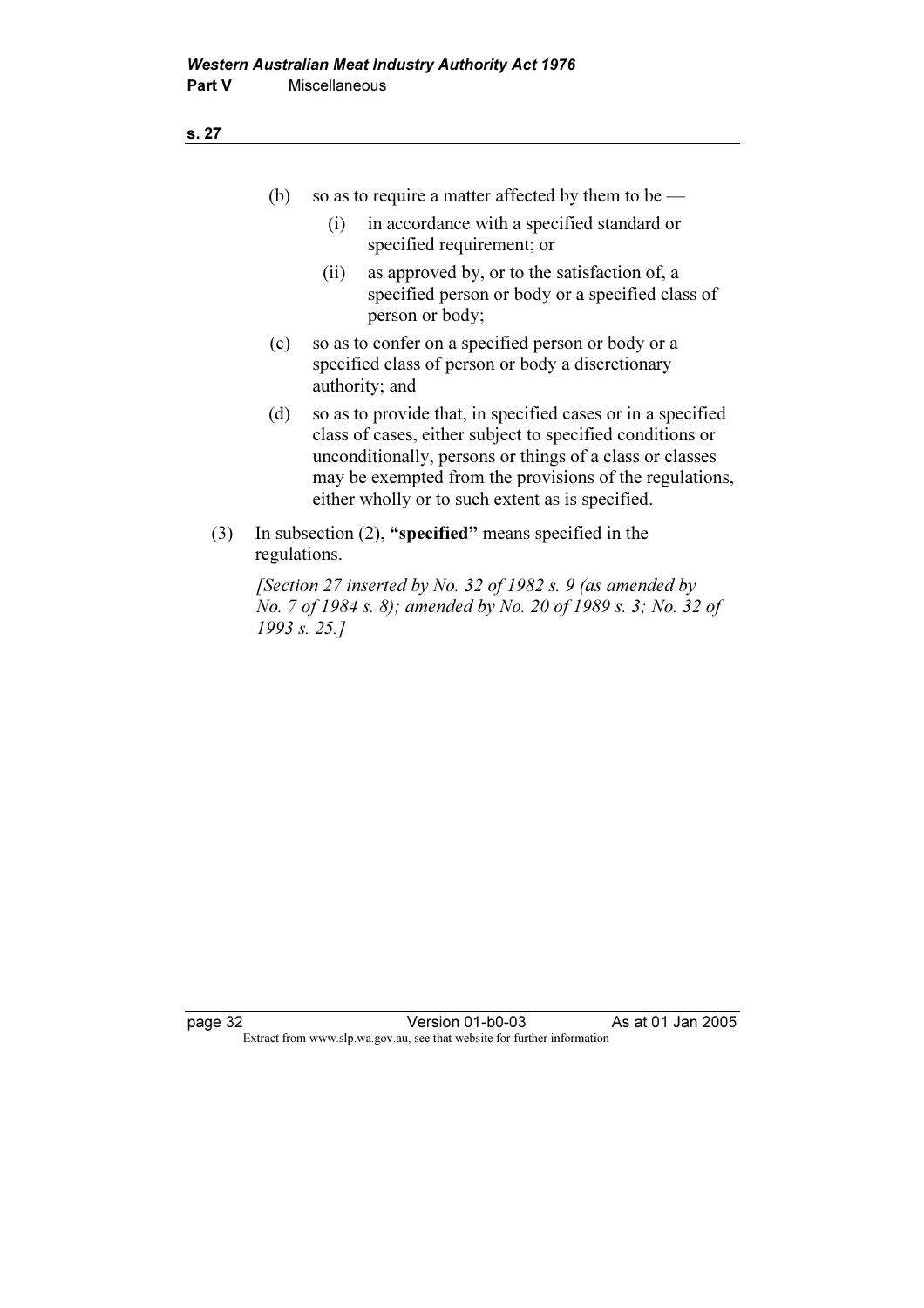(b) so as to require a matter affected by them to be —

(i) in accordance with a specified standard or specified requirement; or

(ii) as approved by, or to the satisfaction of, a specified person or body or a specified class of person or body;

(c) so as to confer on a specified person or body or a specified class of person or body a discretionary authority; and

(d) so as to provide that, in specified cases or in a specified class of cases, either subject to specified conditions or unconditionally, persons or things of a class or classes may be exempted from the provisions of the regulations, either wholly or to such extent as is specified.

(3) In subsection (2), **"specified"** means specified in the regulations.

*[Section 27 inserted by No. 32 of 1982 s. 9 (as amended by No. 7 of 1984 s. 8); amended by No. 20 of 1989 s. 3; No. 32 of 1993 s. 25.]*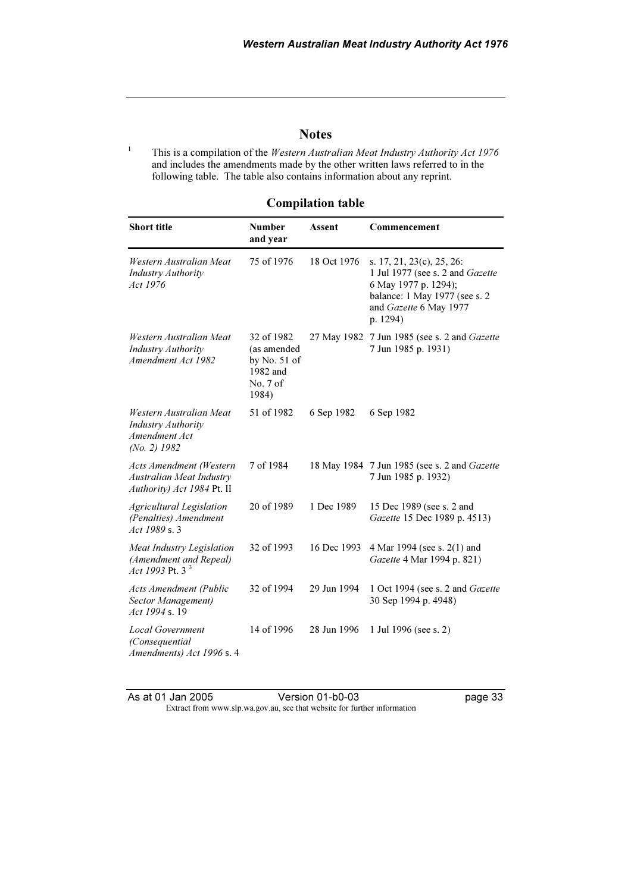## Notes

[1] This is a compilation of the *Western Australian Meat Industry Authority Act 1976* and includes the amendments made by the other written laws referred to in the following table. The table also contains information about any reprint.

### Compilation table

| Short title | Number and year | Assent | Commencement |
|---|---|---|---|
| *Western Australian Meat Industry Authority Act 1976* | 75 of 1976 | 18 Oct 1976 | s. 17, 21, 23(c), 25, 26: 1 Jul 1977 (see s. 2 and *Gazette* 6 May 1977 p. 1294); balance: 1 May 1977 (see s. 2 and *Gazette* 6 May 1977 p. 1294) |
| *Western Australian Meat Industry Authority Amendment Act 1982* | 32 of 1982 (as amended by No. 51 of 1982 and No. 7 of 1984) | 27 May 1982 | 7 Jun 1985 (see s. 2 and *Gazette* 7 Jun 1985 p. 1931) |
| *Western Australian Meat Industry Authority Amendment Act (No. 2) 1982* | 51 of 1982 | 6 Sep 1982 | 6 Sep 1982 |
| *Acts Amendment (Western Australian Meat Industry Authority) Act 1984* Pt. II | 7 of 1984 | 18 May 1984 | 7 Jun 1985 (see s. 2 and *Gazette* 7 Jun 1985 p. 1932) |
| *Agricultural Legislation (Penalties) Amendment Act 1989* s. 3 | 20 of 1989 | 1 Dec 1989 | 15 Dec 1989 (see s. 2 and *Gazette* 15 Dec 1989 p. 4513) |
| *Meat Industry Legislation (Amendment and Repeal) Act 1993* Pt. 3 [3] | 32 of 1993 | 16 Dec 1993 | 4 Mar 1994 (see s. 2(1) and *Gazette* 4 Mar 1994 p. 821) |
| *Acts Amendment (Public Sector Management) Act 1994* s. 19 | 32 of 1994 | 29 Jun 1994 | 1 Oct 1994 (see s. 2 and *Gazette* 30 Sep 1994 p. 4948) |
| *Local Government (Consequential Amendments) Act 1996* s. 4 | 14 of 1996 | 28 Jun 1996 | 1 Jul 1996 (see s. 2) |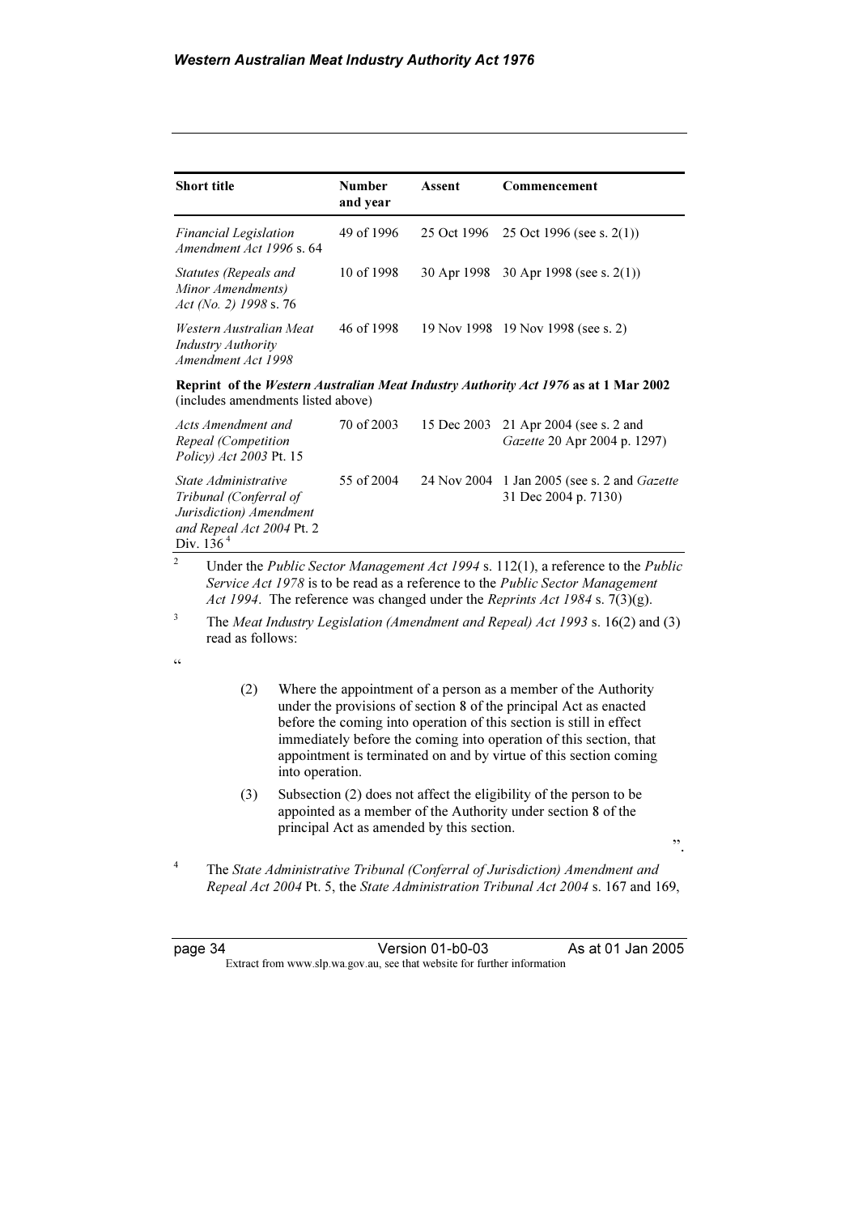| Short title | Number and year | Assent | Commencement |
|---|---|---|---|
| *Financial Legislation Amendment Act 1996* s. 64 | 49 of 1996 | 25 Oct 1996 | 25 Oct 1996 (see s. 2(1)) |
| *Statutes (Repeals and Minor Amendments) Act (No. 2) 1998* s. 76 | 10 of 1998 | 30 Apr 1998 | 30 Apr 1998 (see s. 2(1)) |
| *Western Australian Meat Industry Authority Amendment Act 1998* | 46 of 1998 | 19 Nov 1998 | 19 Nov 1998 (see s. 2) |
| **Reprint of the *Western Australian Meat Industry Authority Act 1976* as at 1 Mar 2002** (includes amendments listed above) | | | |
| *Acts Amendment and Repeal (Competition Policy) Act 2003* Pt. 15 | 70 of 2003 | 15 Dec 2003 | 21 Apr 2004 (see s. 2 and *Gazette* 20 Apr 2004 p. 1297) |
| *State Administrative Tribunal (Conferral of Jurisdiction) Amendment and Repeal Act 2004* Pt. 2 Div. 136 [4] | 55 of 2004 | 24 Nov 2004 | 1 Jan 2005 (see s. 2 and *Gazette* 31 Dec 2004 p. 7130) |

[2] Under the *Public Sector Management Act 1994* s. 112(1), a reference to the *Public Service Act 1978* is to be read as a reference to the *Public Sector Management Act 1994*. The reference was changed under the *Reprints Act 1984* s. 7(3)(g).

[3] The *Meat Industry Legislation (Amendment and Repeal) Act 1993* s. 16(2) and (3) read as follows:

"

(2) Where the appointment of a person as a member of the Authority under the provisions of section 8 of the principal Act as enacted before the coming into operation of this section is still in effect immediately before the coming into operation of this section, that appointment is terminated on and by virtue of this section coming into operation.

(3) Subsection (2) does not affect the eligibility of the person to be appointed as a member of the Authority under section 8 of the principal Act as amended by this section.

".

[4] The *State Administrative Tribunal (Conferral of Jurisdiction) Amendment and Repeal Act 2004* Pt. 5, the *State Administration Tribunal Act 2004* s. 167 and 169,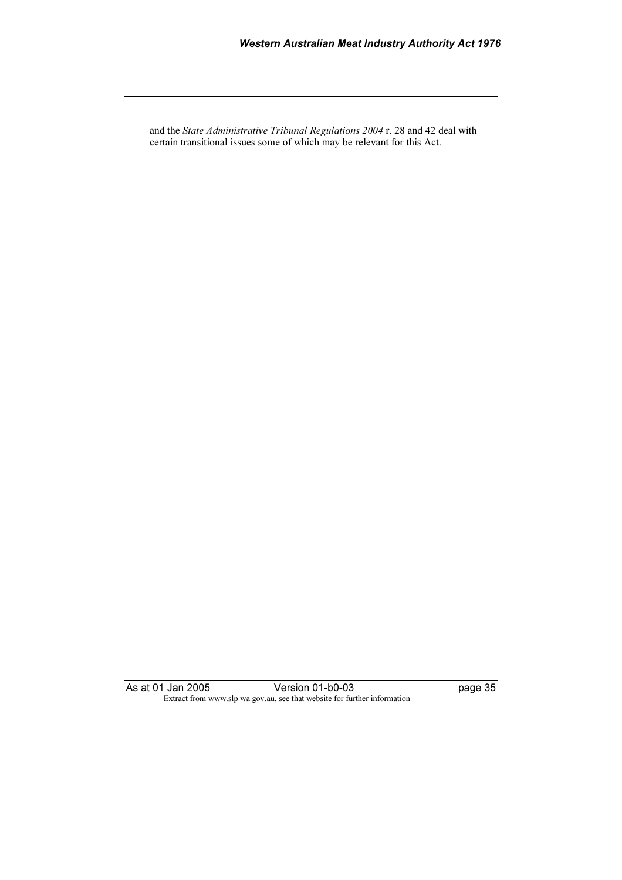and the *State Administrative Tribunal Regulations 2004* r. 28 and 42 deal with certain transitional issues some of which may be relevant for this Act.